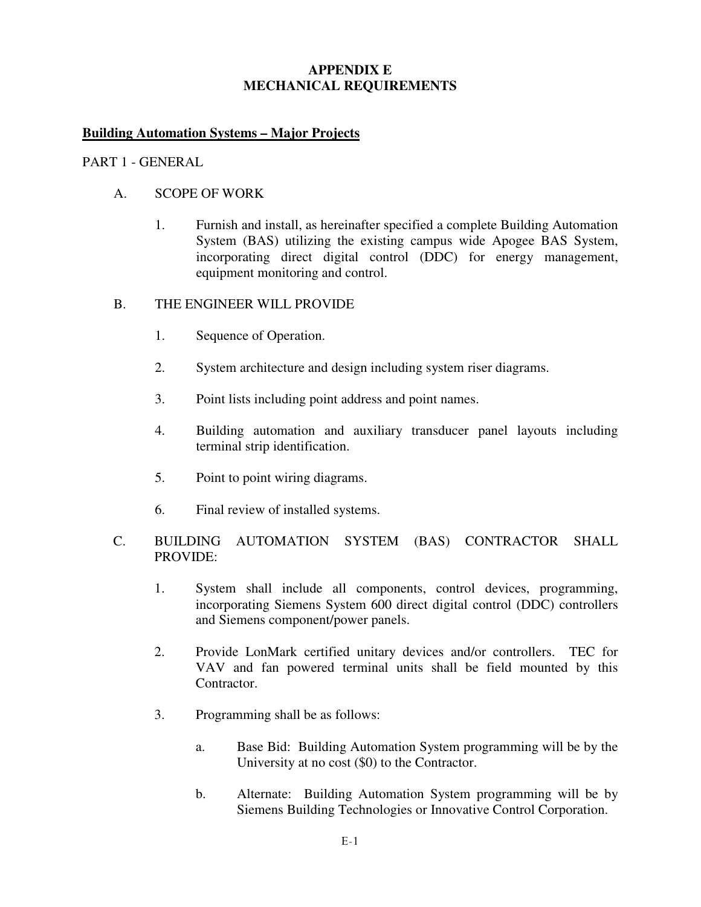# APPENDIX E
# MECHANICAL REQUIREMENTS

## Building Automation Systems – Major Projects

PART 1 - GENERAL

A. SCOPE OF WORK

1. Furnish and install, as hereinafter specified a complete Building Automation System (BAS) utilizing the existing campus wide Apogee BAS System, incorporating direct digital control (DDC) for energy management, equipment monitoring and control.

B. THE ENGINEER WILL PROVIDE

1. Sequence of Operation.

2. System architecture and design including system riser diagrams.

3. Point lists including point address and point names.

4. Building automation and auxiliary transducer panel layouts including terminal strip identification.

5. Point to point wiring diagrams.

6. Final review of installed systems.

C. BUILDING AUTOMATION SYSTEM (BAS) CONTRACTOR SHALL PROVIDE:

1. System shall include all components, control devices, programming, incorporating Siemens System 600 direct digital control (DDC) controllers and Siemens component/power panels.

2. Provide LonMark certified unitary devices and/or controllers. TEC for VAV and fan powered terminal units shall be field mounted by this Contractor.

3. Programming shall be as follows:

   a. Base Bid: Building Automation System programming will be by the University at no cost ($0) to the Contractor.

   b. Alternate: Building Automation System programming will be by Siemens Building Technologies or Innovative Control Corporation.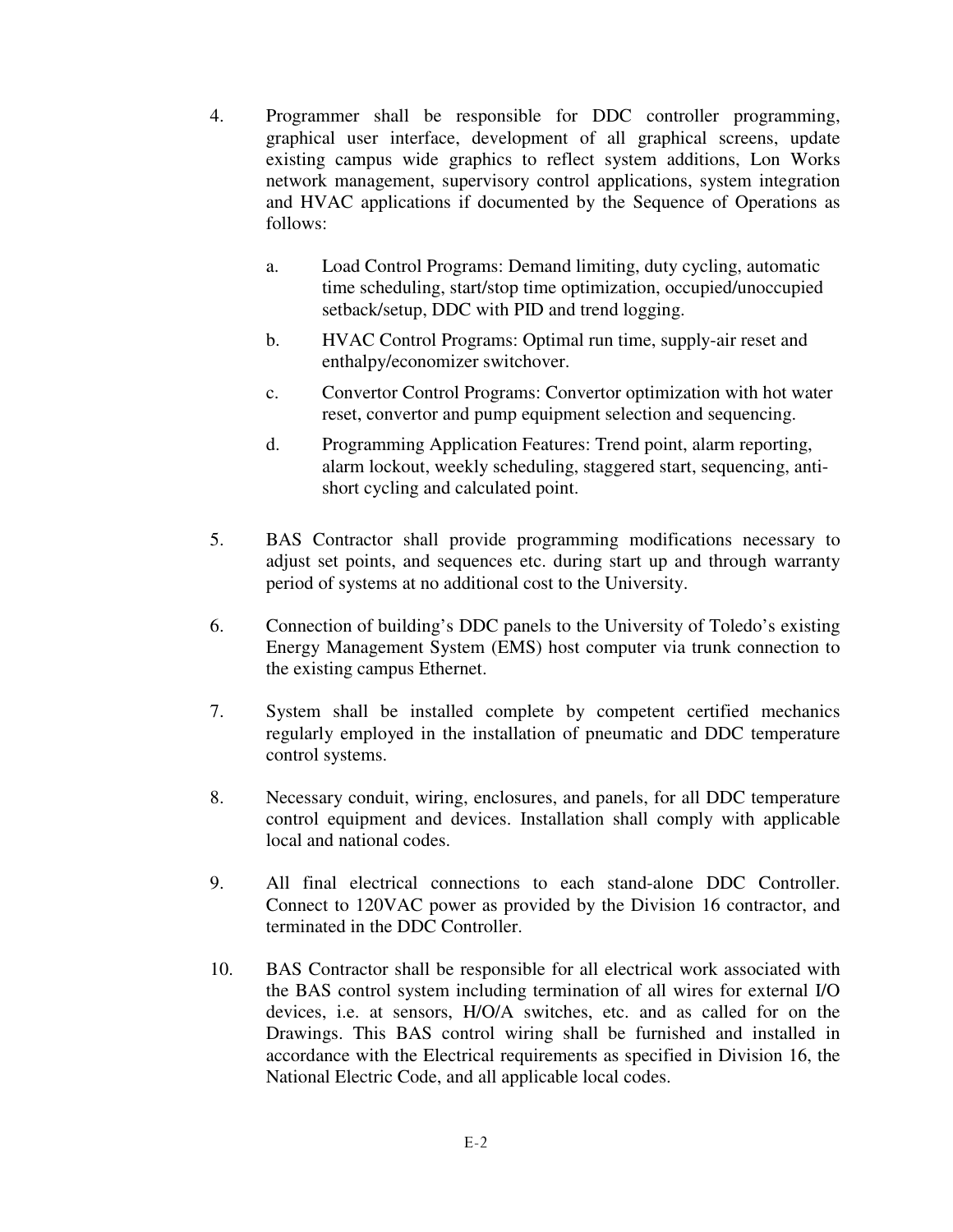4. Programmer shall be responsible for DDC controller programming, graphical user interface, development of all graphical screens, update existing campus wide graphics to reflect system additions, Lon Works network management, supervisory control applications, system integration and HVAC applications if documented by the Sequence of Operations as follows:

   a. Load Control Programs: Demand limiting, duty cycling, automatic time scheduling, start/stop time optimization, occupied/unoccupied setback/setup, DDC with PID and trend logging.

   b. HVAC Control Programs: Optimal run time, supply-air reset and enthalpy/economizer switchover.

   c. Convertor Control Programs: Convertor optimization with hot water reset, convertor and pump equipment selection and sequencing.

   d. Programming Application Features: Trend point, alarm reporting, alarm lockout, weekly scheduling, staggered start, sequencing, anti-short cycling and calculated point.

5. BAS Contractor shall provide programming modifications necessary to adjust set points, and sequences etc. during start up and through warranty period of systems at no additional cost to the University.

6. Connection of building's DDC panels to the University of Toledo's existing Energy Management System (EMS) host computer via trunk connection to the existing campus Ethernet.

7. System shall be installed complete by competent certified mechanics regularly employed in the installation of pneumatic and DDC temperature control systems.

8. Necessary conduit, wiring, enclosures, and panels, for all DDC temperature control equipment and devices. Installation shall comply with applicable local and national codes.

9. All final electrical connections to each stand-alone DDC Controller. Connect to 120VAC power as provided by the Division 16 contractor, and terminated in the DDC Controller.

10. BAS Contractor shall be responsible for all electrical work associated with the BAS control system including termination of all wires for external I/O devices, i.e. at sensors, H/O/A switches, etc. and as called for on the Drawings. This BAS control wiring shall be furnished and installed in accordance with the Electrical requirements as specified in Division 16, the National Electric Code, and all applicable local codes.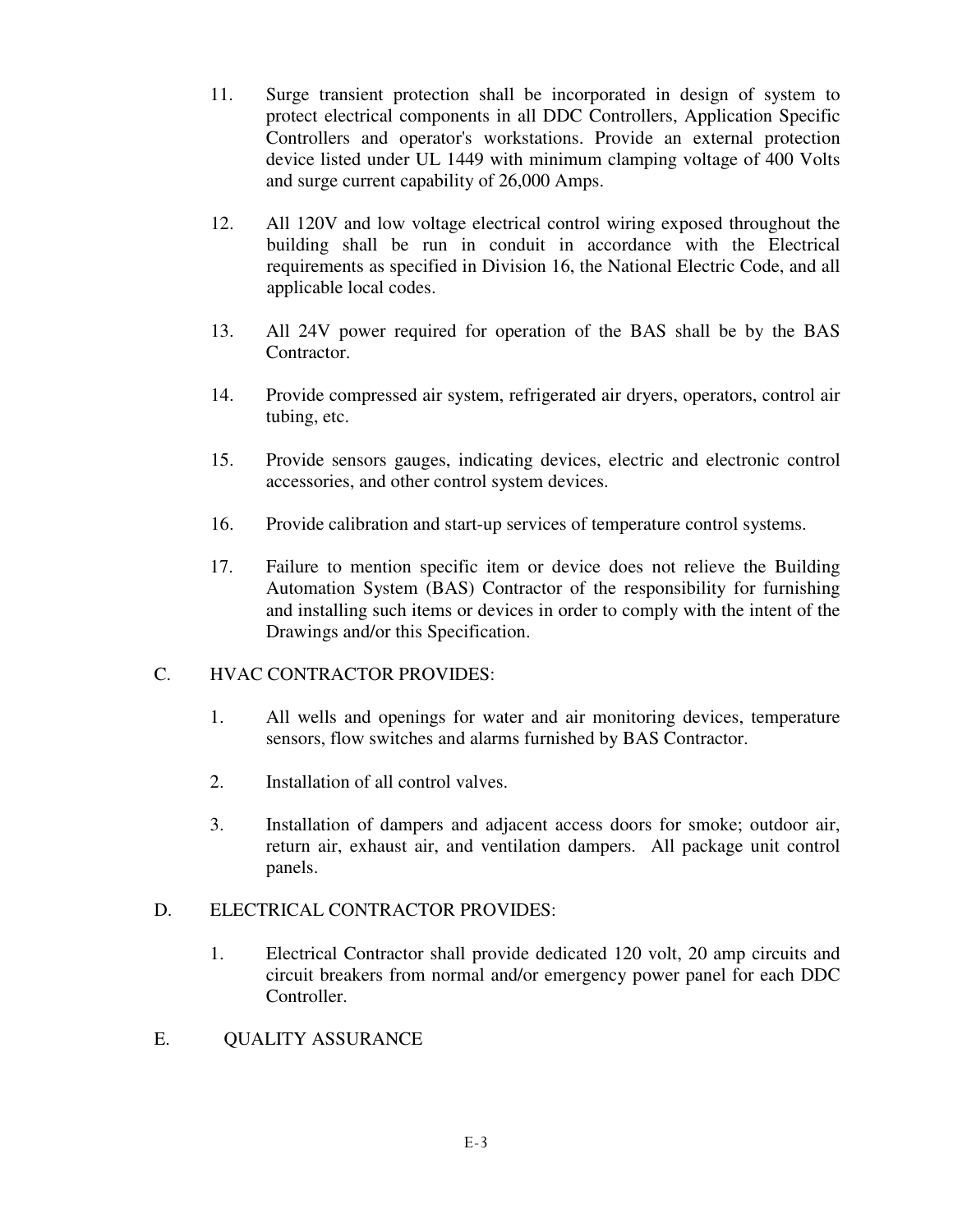11. Surge transient protection shall be incorporated in design of system to protect electrical components in all DDC Controllers, Application Specific Controllers and operator's workstations. Provide an external protection device listed under UL 1449 with minimum clamping voltage of 400 Volts and surge current capability of 26,000 Amps.

12. All 120V and low voltage electrical control wiring exposed throughout the building shall be run in conduit in accordance with the Electrical requirements as specified in Division 16, the National Electric Code, and all applicable local codes.

13. All 24V power required for operation of the BAS shall be by the BAS Contractor.

14. Provide compressed air system, refrigerated air dryers, operators, control air tubing, etc.

15. Provide sensors gauges, indicating devices, electric and electronic control accessories, and other control system devices.

16. Provide calibration and start-up services of temperature control systems.

17. Failure to mention specific item or device does not relieve the Building Automation System (BAS) Contractor of the responsibility for furnishing and installing such items or devices in order to comply with the intent of the Drawings and/or this Specification.

C. HVAC CONTRACTOR PROVIDES:

1. All wells and openings for water and air monitoring devices, temperature sensors, flow switches and alarms furnished by BAS Contractor.

2. Installation of all control valves.

3. Installation of dampers and adjacent access doors for smoke; outdoor air, return air, exhaust air, and ventilation dampers. All package unit control panels.

D. ELECTRICAL CONTRACTOR PROVIDES:

1. Electrical Contractor shall provide dedicated 120 volt, 20 amp circuits and circuit breakers from normal and/or emergency power panel for each DDC Controller.

E. QUALITY ASSURANCE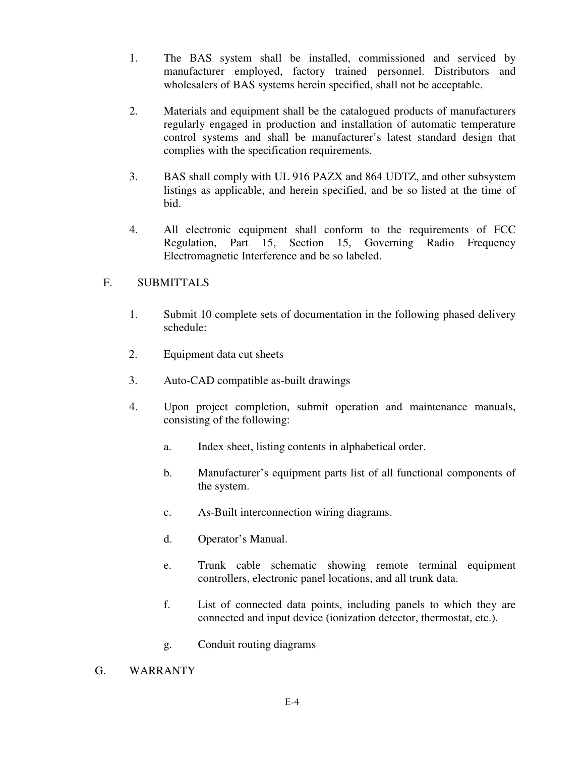1. The BAS system shall be installed, commissioned and serviced by manufacturer employed, factory trained personnel. Distributors and wholesalers of BAS systems herein specified, shall not be acceptable.

2. Materials and equipment shall be the catalogued products of manufacturers regularly engaged in production and installation of automatic temperature control systems and shall be manufacturer's latest standard design that complies with the specification requirements.

3. BAS shall comply with UL 916 PAZX and 864 UDTZ, and other subsystem listings as applicable, and herein specified, and be so listed at the time of bid.

4. All electronic equipment shall conform to the requirements of FCC Regulation, Part 15, Section 15, Governing Radio Frequency Electromagnetic Interference and be so labeled.

## F. SUBMITTALS

1. Submit 10 complete sets of documentation in the following phased delivery schedule:

2. Equipment data cut sheets

3. Auto-CAD compatible as-built drawings

4. Upon project completion, submit operation and maintenance manuals, consisting of the following:

   a. Index sheet, listing contents in alphabetical order.

   b. Manufacturer's equipment parts list of all functional components of the system.

   c. As-Built interconnection wiring diagrams.

   d. Operator's Manual.

   e. Trunk cable schematic showing remote terminal equipment controllers, electronic panel locations, and all trunk data.

   f. List of connected data points, including panels to which they are connected and input device (ionization detector, thermostat, etc.).

   g. Conduit routing diagrams

## G. WARRANTY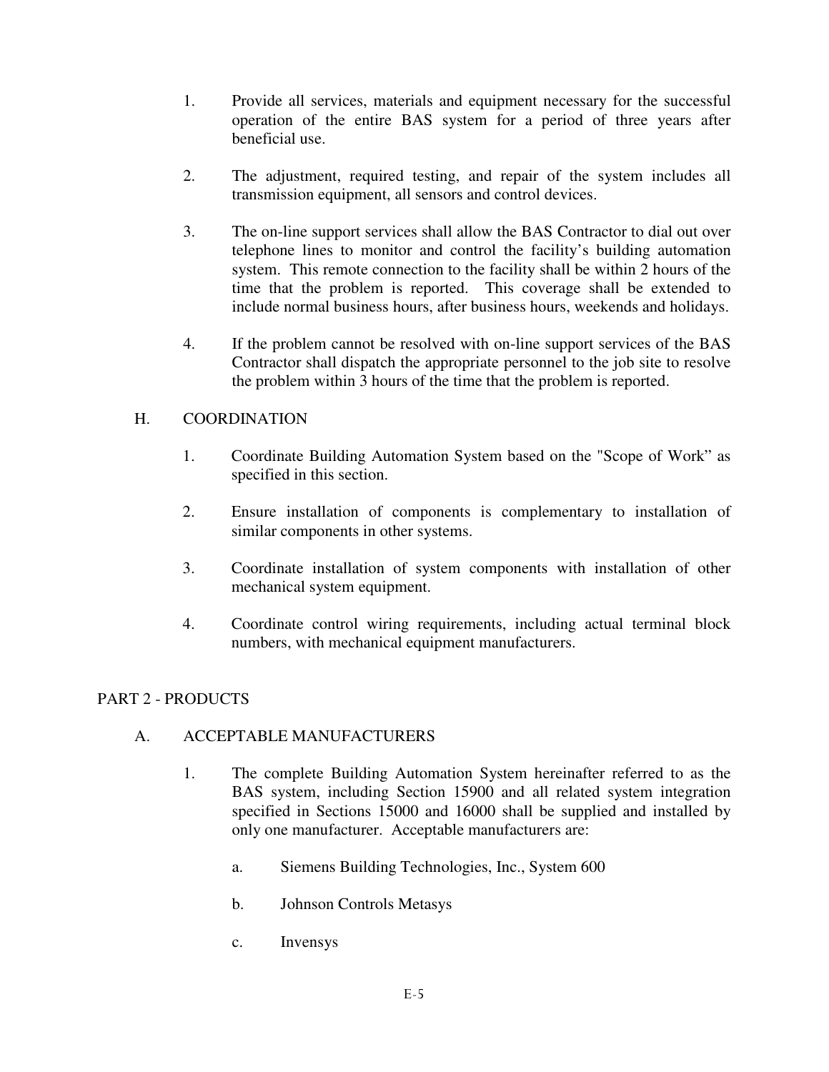1. Provide all services, materials and equipment necessary for the successful operation of the entire BAS system for a period of three years after beneficial use.

2. The adjustment, required testing, and repair of the system includes all transmission equipment, all sensors and control devices.

3. The on-line support services shall allow the BAS Contractor to dial out over telephone lines to monitor and control the facility's building automation system. This remote connection to the facility shall be within 2 hours of the time that the problem is reported. This coverage shall be extended to include normal business hours, after business hours, weekends and holidays.

4. If the problem cannot be resolved with on-line support services of the BAS Contractor shall dispatch the appropriate personnel to the job site to resolve the problem within 3 hours of the time that the problem is reported.

### H. COORDINATION

1. Coordinate Building Automation System based on the "Scope of Work" as specified in this section.

2. Ensure installation of components is complementary to installation of similar components in other systems.

3. Coordinate installation of system components with installation of other mechanical system equipment.

4. Coordinate control wiring requirements, including actual terminal block numbers, with mechanical equipment manufacturers.

## PART 2 - PRODUCTS

### A. ACCEPTABLE MANUFACTURERS

1. The complete Building Automation System hereinafter referred to as the BAS system, including Section 15900 and all related system integration specified in Sections 15000 and 16000 shall be supplied and installed by only one manufacturer. Acceptable manufacturers are:

   a. Siemens Building Technologies, Inc., System 600

   b. Johnson Controls Metasys

   c. Invensys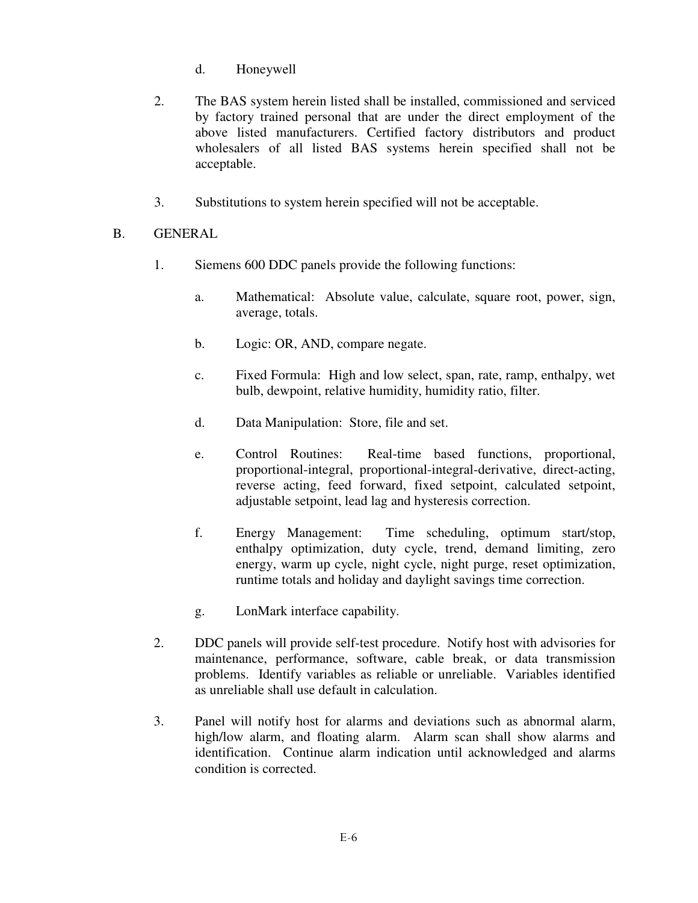d. Honeywell

2. The BAS system herein listed shall be installed, commissioned and serviced by factory trained personal that are under the direct employment of the above listed manufacturers. Certified factory distributors and product wholesalers of all listed BAS systems herein specified shall not be acceptable.

3. Substitutions to system herein specified will not be acceptable.

B. GENERAL

1. Siemens 600 DDC panels provide the following functions:

   a. Mathematical: Absolute value, calculate, square root, power, sign, average, totals.

   b. Logic: OR, AND, compare negate.

   c. Fixed Formula: High and low select, span, rate, ramp, enthalpy, wet bulb, dewpoint, relative humidity, humidity ratio, filter.

   d. Data Manipulation: Store, file and set.

   e. Control Routines: Real-time based functions, proportional, proportional-integral, proportional-integral-derivative, direct-acting, reverse acting, feed forward, fixed setpoint, calculated setpoint, adjustable setpoint, lead lag and hysteresis correction.

   f. Energy Management: Time scheduling, optimum start/stop, enthalpy optimization, duty cycle, trend, demand limiting, zero energy, warm up cycle, night cycle, night purge, reset optimization, runtime totals and holiday and daylight savings time correction.

   g. LonMark interface capability.

2. DDC panels will provide self-test procedure. Notify host with advisories for maintenance, performance, software, cable break, or data transmission problems. Identify variables as reliable or unreliable. Variables identified as unreliable shall use default in calculation.

3. Panel will notify host for alarms and deviations such as abnormal alarm, high/low alarm, and floating alarm. Alarm scan shall show alarms and identification. Continue alarm indication until acknowledged and alarms condition is corrected.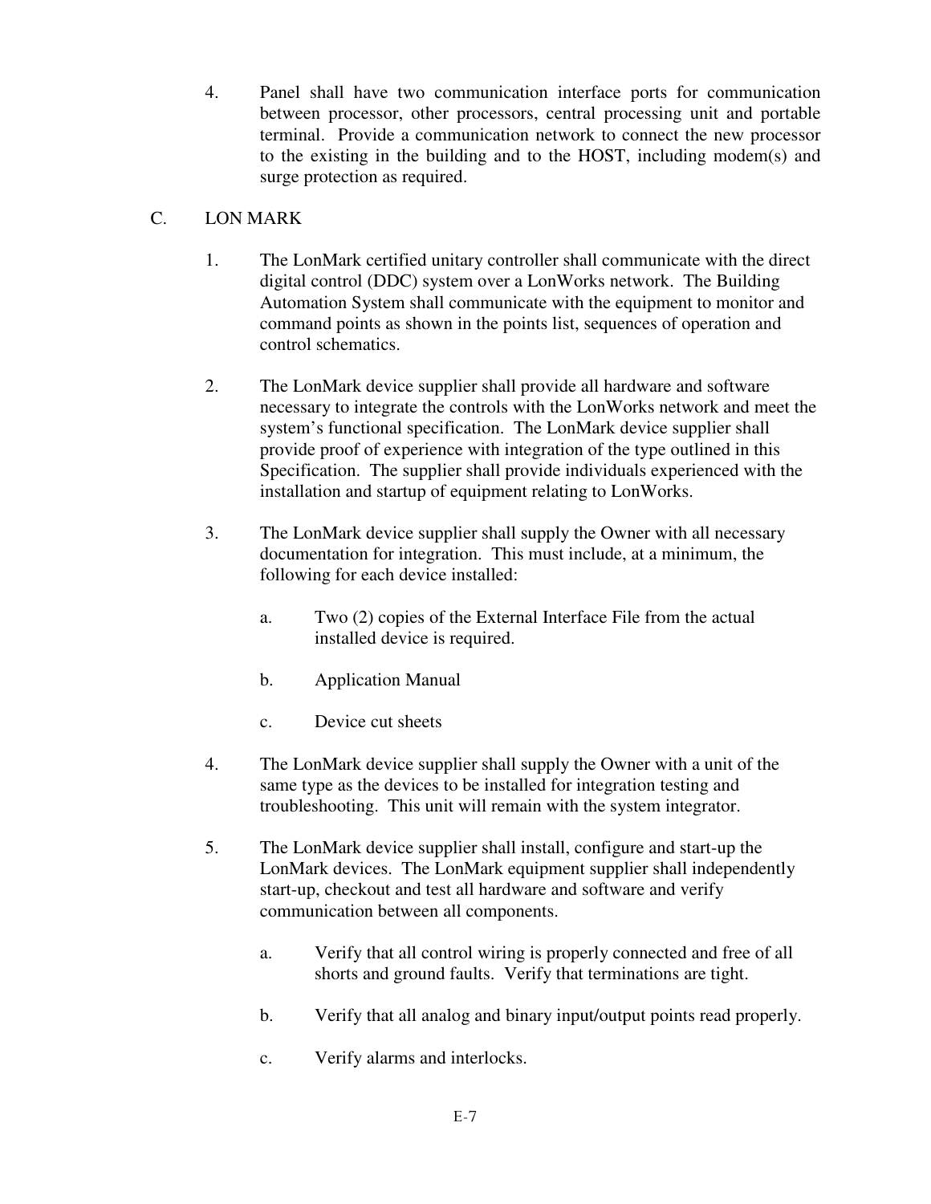4. Panel shall have two communication interface ports for communication between processor, other processors, central processing unit and portable terminal. Provide a communication network to connect the new processor to the existing in the building and to the HOST, including modem(s) and surge protection as required.

C. LON MARK

1. The LonMark certified unitary controller shall communicate with the direct digital control (DDC) system over a LonWorks network. The Building Automation System shall communicate with the equipment to monitor and command points as shown in the points list, sequences of operation and control schematics.

2. The LonMark device supplier shall provide all hardware and software necessary to integrate the controls with the LonWorks network and meet the system's functional specification. The LonMark device supplier shall provide proof of experience with integration of the type outlined in this Specification. The supplier shall provide individuals experienced with the installation and startup of equipment relating to LonWorks.

3. The LonMark device supplier shall supply the Owner with all necessary documentation for integration. This must include, at a minimum, the following for each device installed:

   a. Two (2) copies of the External Interface File from the actual installed device is required.

   b. Application Manual

   c. Device cut sheets

4. The LonMark device supplier shall supply the Owner with a unit of the same type as the devices to be installed for integration testing and troubleshooting. This unit will remain with the system integrator.

5. The LonMark device supplier shall install, configure and start-up the LonMark devices. The LonMark equipment supplier shall independently start-up, checkout and test all hardware and software and verify communication between all components.

   a. Verify that all control wiring is properly connected and free of all shorts and ground faults. Verify that terminations are tight.

   b. Verify that all analog and binary input/output points read properly.

   c. Verify alarms and interlocks.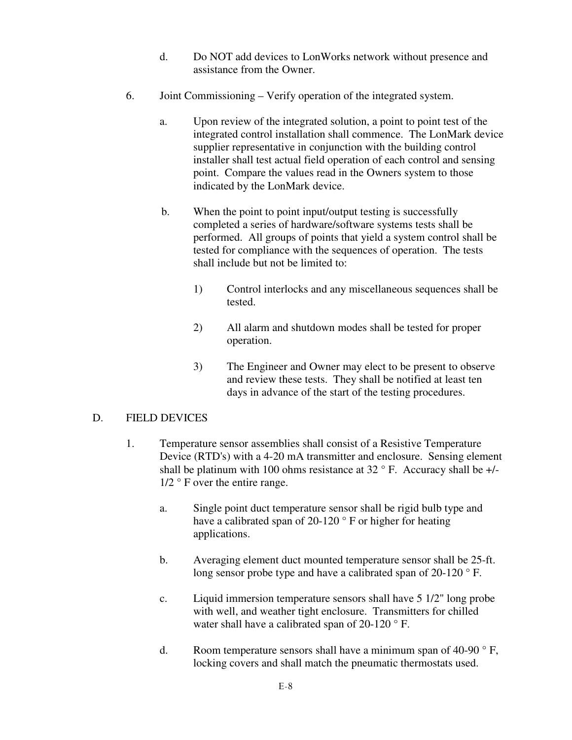d. Do NOT add devices to LonWorks network without presence and assistance from the Owner.

6. Joint Commissioning – Verify operation of the integrated system.

   a. Upon review of the integrated solution, a point to point test of the integrated control installation shall commence. The LonMark device supplier representative in conjunction with the building control installer shall test actual field operation of each control and sensing point. Compare the values read in the Owners system to those indicated by the LonMark device.

   b. When the point to point input/output testing is successfully completed a series of hardware/software systems tests shall be performed. All groups of points that yield a system control shall be tested for compliance with the sequences of operation. The tests shall include but not be limited to:

      1) Control interlocks and any miscellaneous sequences shall be tested.

      2) All alarm and shutdown modes shall be tested for proper operation.

      3) The Engineer and Owner may elect to be present to observe and review these tests. They shall be notified at least ten days in advance of the start of the testing procedures.

D. FIELD DEVICES

1. Temperature sensor assemblies shall consist of a Resistive Temperature Device (RTD's) with a 4-20 mA transmitter and enclosure. Sensing element shall be platinum with 100 ohms resistance at 32 ° F. Accuracy shall be +/- 1/2 ° F over the entire range.

   a. Single point duct temperature sensor shall be rigid bulb type and have a calibrated span of 20-120 ° F or higher for heating applications.

   b. Averaging element duct mounted temperature sensor shall be 25-ft. long sensor probe type and have a calibrated span of 20-120 ° F.

   c. Liquid immersion temperature sensors shall have 5 1/2" long probe with well, and weather tight enclosure. Transmitters for chilled water shall have a calibrated span of 20-120 ° F.

   d. Room temperature sensors shall have a minimum span of 40-90 ° F, locking covers and shall match the pneumatic thermostats used.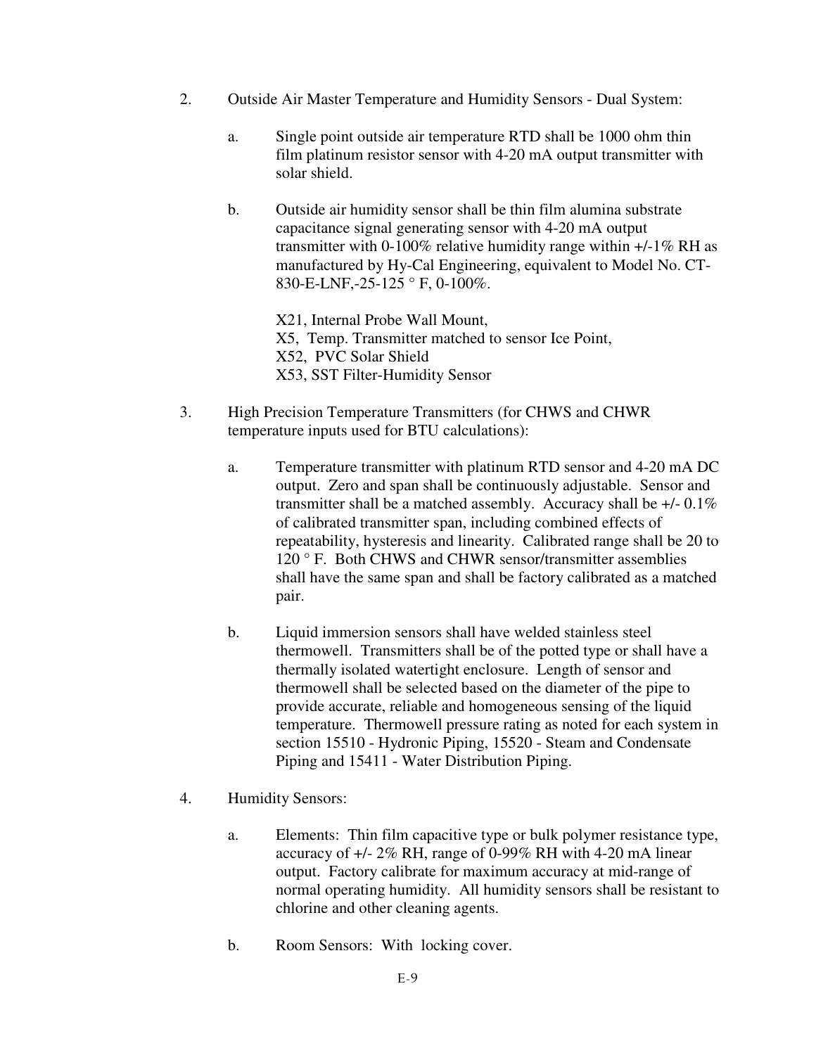2. Outside Air Master Temperature and Humidity Sensors - Dual System:

   a. Single point outside air temperature RTD shall be 1000 ohm thin film platinum resistor sensor with 4-20 mA output transmitter with solar shield.

   b. Outside air humidity sensor shall be thin film alumina substrate capacitance signal generating sensor with 4-20 mA output transmitter with 0-100% relative humidity range within +/-1% RH as manufactured by Hy-Cal Engineering, equivalent to Model No. CT-830-E-LNF,-25-125 ° F, 0-100%.

      X21, Internal Probe Wall Mount,
      X5, Temp. Transmitter matched to sensor Ice Point,
      X52, PVC Solar Shield
      X53, SST Filter-Humidity Sensor

3. High Precision Temperature Transmitters (for CHWS and CHWR temperature inputs used for BTU calculations):

   a. Temperature transmitter with platinum RTD sensor and 4-20 mA DC output. Zero and span shall be continuously adjustable. Sensor and transmitter shall be a matched assembly. Accuracy shall be +/- 0.1% of calibrated transmitter span, including combined effects of repeatability, hysteresis and linearity. Calibrated range shall be 20 to 120 ° F. Both CHWS and CHWR sensor/transmitter assemblies shall have the same span and shall be factory calibrated as a matched pair.

   b. Liquid immersion sensors shall have welded stainless steel thermowell. Transmitters shall be of the potted type or shall have a thermally isolated watertight enclosure. Length of sensor and thermowell shall be selected based on the diameter of the pipe to provide accurate, reliable and homogeneous sensing of the liquid temperature. Thermowell pressure rating as noted for each system in section 15510 - Hydronic Piping, 15520 - Steam and Condensate Piping and 15411 - Water Distribution Piping.

4. Humidity Sensors:

   a. Elements: Thin film capacitive type or bulk polymer resistance type, accuracy of +/- 2% RH, range of 0-99% RH with 4-20 mA linear output. Factory calibrate for maximum accuracy at mid-range of normal operating humidity. All humidity sensors shall be resistant to chlorine and other cleaning agents.

   b. Room Sensors: With locking cover.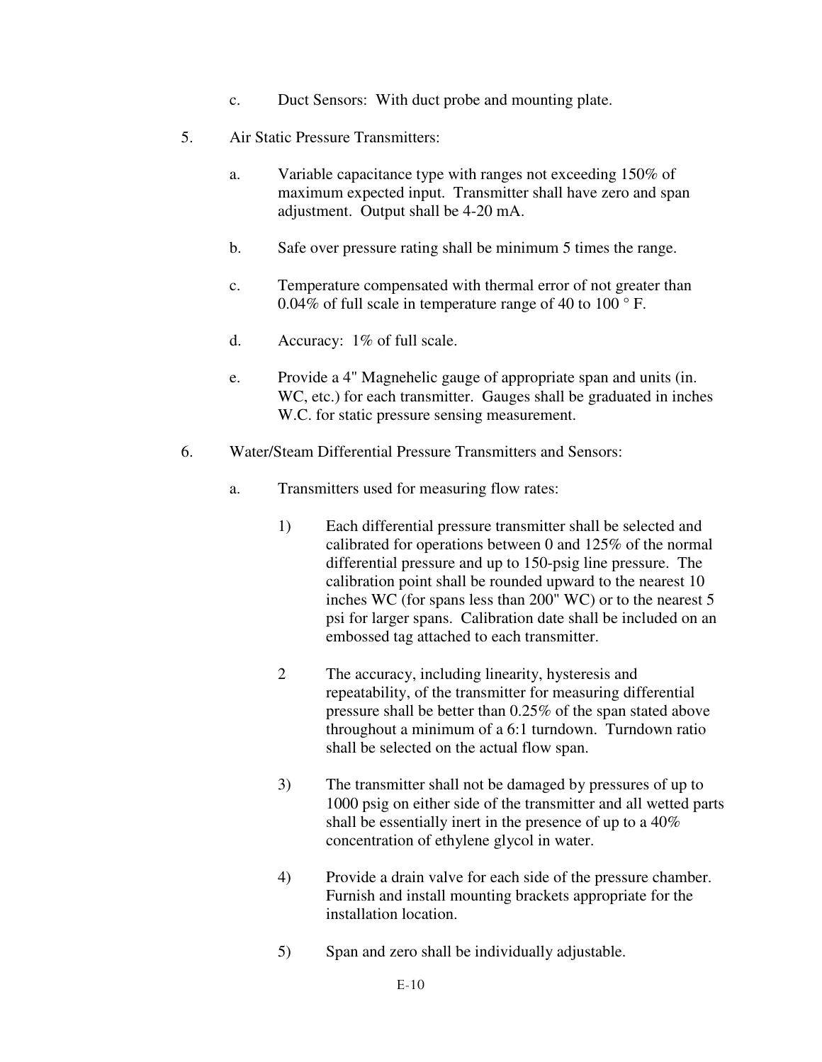c. Duct Sensors: With duct probe and mounting plate.

5. Air Static Pressure Transmitters:

   a. Variable capacitance type with ranges not exceeding 150% of maximum expected input. Transmitter shall have zero and span adjustment. Output shall be 4-20 mA.

   b. Safe over pressure rating shall be minimum 5 times the range.

   c. Temperature compensated with thermal error of not greater than 0.04% of full scale in temperature range of 40 to 100 ° F.

   d. Accuracy: 1% of full scale.

   e. Provide a 4" Magnehelic gauge of appropriate span and units (in. WC, etc.) for each transmitter. Gauges shall be graduated in inches W.C. for static pressure sensing measurement.

6. Water/Steam Differential Pressure Transmitters and Sensors:

   a. Transmitters used for measuring flow rates:

      1) Each differential pressure transmitter shall be selected and calibrated for operations between 0 and 125% of the normal differential pressure and up to 150-psig line pressure. The calibration point shall be rounded upward to the nearest 10 inches WC (for spans less than 200" WC) or to the nearest 5 psi for larger spans. Calibration date shall be included on an embossed tag attached to each transmitter.

      2 The accuracy, including linearity, hysteresis and repeatability, of the transmitter for measuring differential pressure shall be better than 0.25% of the span stated above throughout a minimum of a 6:1 turndown. Turndown ratio shall be selected on the actual flow span.

      3) The transmitter shall not be damaged by pressures of up to 1000 psig on either side of the transmitter and all wetted parts shall be essentially inert in the presence of up to a 40% concentration of ethylene glycol in water.

      4) Provide a drain valve for each side of the pressure chamber. Furnish and install mounting brackets appropriate for the installation location.

      5) Span and zero shall be individually adjustable.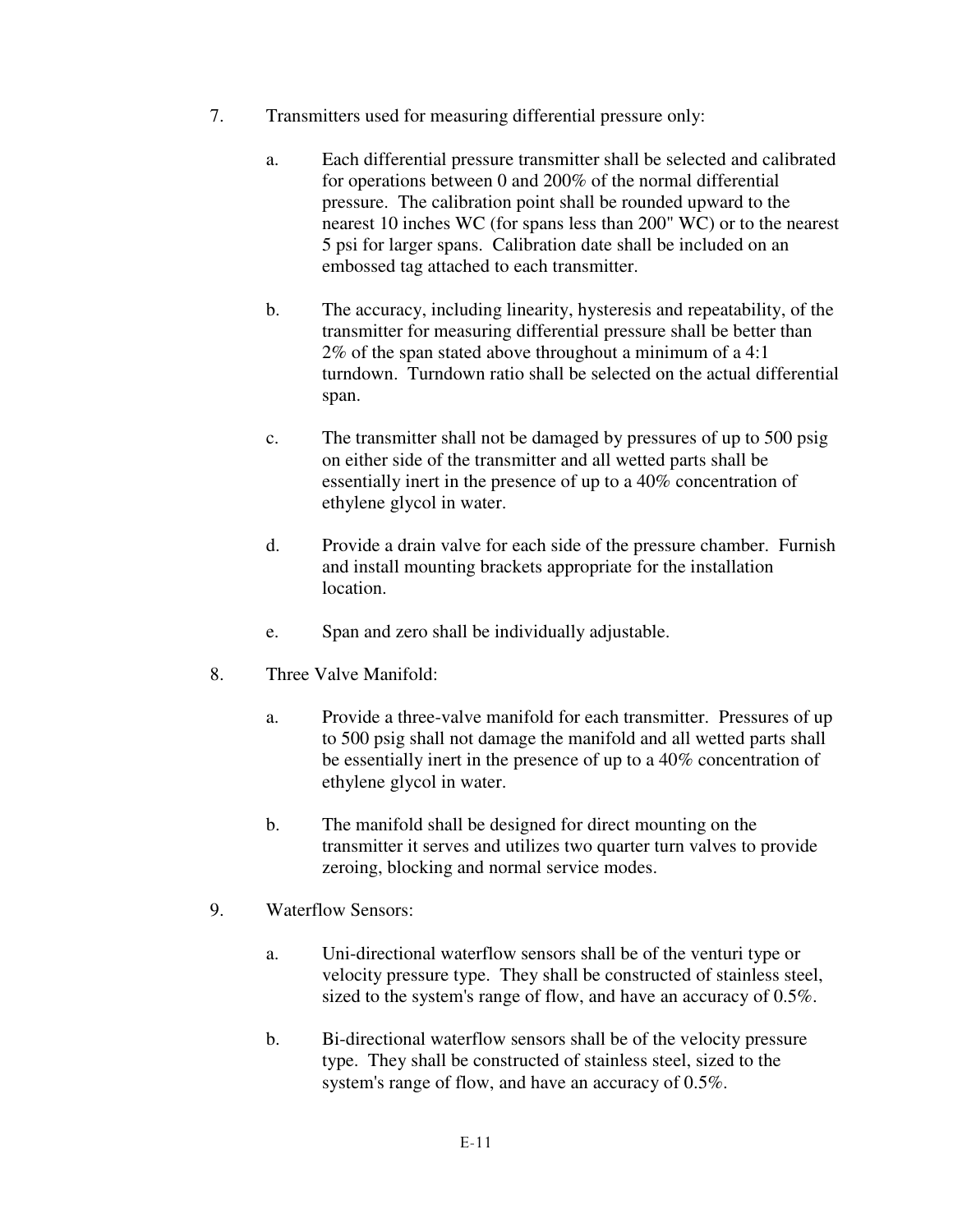7. Transmitters used for measuring differential pressure only:

   a. Each differential pressure transmitter shall be selected and calibrated for operations between 0 and 200% of the normal differential pressure. The calibration point shall be rounded upward to the nearest 10 inches WC (for spans less than 200" WC) or to the nearest 5 psi for larger spans. Calibration date shall be included on an embossed tag attached to each transmitter.

   b. The accuracy, including linearity, hysteresis and repeatability, of the transmitter for measuring differential pressure shall be better than 2% of the span stated above throughout a minimum of a 4:1 turndown. Turndown ratio shall be selected on the actual differential span.

   c. The transmitter shall not be damaged by pressures of up to 500 psig on either side of the transmitter and all wetted parts shall be essentially inert in the presence of up to a 40% concentration of ethylene glycol in water.

   d. Provide a drain valve for each side of the pressure chamber. Furnish and install mounting brackets appropriate for the installation location.

   e. Span and zero shall be individually adjustable.

8. Three Valve Manifold:

   a. Provide a three-valve manifold for each transmitter. Pressures of up to 500 psig shall not damage the manifold and all wetted parts shall be essentially inert in the presence of up to a 40% concentration of ethylene glycol in water.

   b. The manifold shall be designed for direct mounting on the transmitter it serves and utilizes two quarter turn valves to provide zeroing, blocking and normal service modes.

9. Waterflow Sensors:

   a. Uni-directional waterflow sensors shall be of the venturi type or velocity pressure type. They shall be constructed of stainless steel, sized to the system's range of flow, and have an accuracy of 0.5%.

   b. Bi-directional waterflow sensors shall be of the velocity pressure type. They shall be constructed of stainless steel, sized to the system's range of flow, and have an accuracy of 0.5%.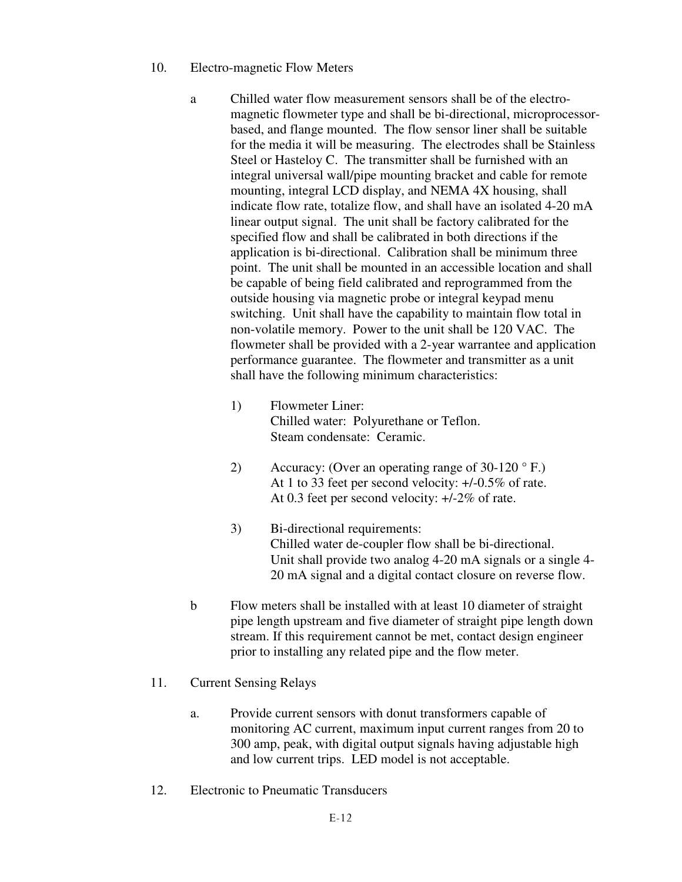10. Electro-magnetic Flow Meters

    a Chilled water flow measurement sensors shall be of the electro-magnetic flowmeter type and shall be bi-directional, microprocessor-based, and flange mounted. The flow sensor liner shall be suitable for the media it will be measuring. The electrodes shall be Stainless Steel or Hasteloy C. The transmitter shall be furnished with an integral universal wall/pipe mounting bracket and cable for remote mounting, integral LCD display, and NEMA 4X housing, shall indicate flow rate, totalize flow, and shall have an isolated 4-20 mA linear output signal. The unit shall be factory calibrated for the specified flow and shall be calibrated in both directions if the application is bi-directional. Calibration shall be minimum three point. The unit shall be mounted in an accessible location and shall be capable of being field calibrated and reprogrammed from the outside housing via magnetic probe or integral keypad menu switching. Unit shall have the capability to maintain flow total in non-volatile memory. Power to the unit shall be 120 VAC. The flowmeter shall be provided with a 2-year warrantee and application performance guarantee. The flowmeter and transmitter as a unit shall have the following minimum characteristics:

        1) Flowmeter Liner:
           Chilled water: Polyurethane or Teflon.
           Steam condensate: Ceramic.

        2) Accuracy: (Over an operating range of 30-120 ° F.)
           At 1 to 33 feet per second velocity: +/-0.5% of rate.
           At 0.3 feet per second velocity: +/-2% of rate.

        3) Bi-directional requirements:
           Chilled water de-coupler flow shall be bi-directional.
           Unit shall provide two analog 4-20 mA signals or a single 4-20 mA signal and a digital contact closure on reverse flow.

    b Flow meters shall be installed with at least 10 diameter of straight pipe length upstream and five diameter of straight pipe length down stream. If this requirement cannot be met, contact design engineer prior to installing any related pipe and the flow meter.

11. Current Sensing Relays

    a. Provide current sensors with donut transformers capable of monitoring AC current, maximum input current ranges from 20 to 300 amp, peak, with digital output signals having adjustable high and low current trips. LED model is not acceptable.

12. Electronic to Pneumatic Transducers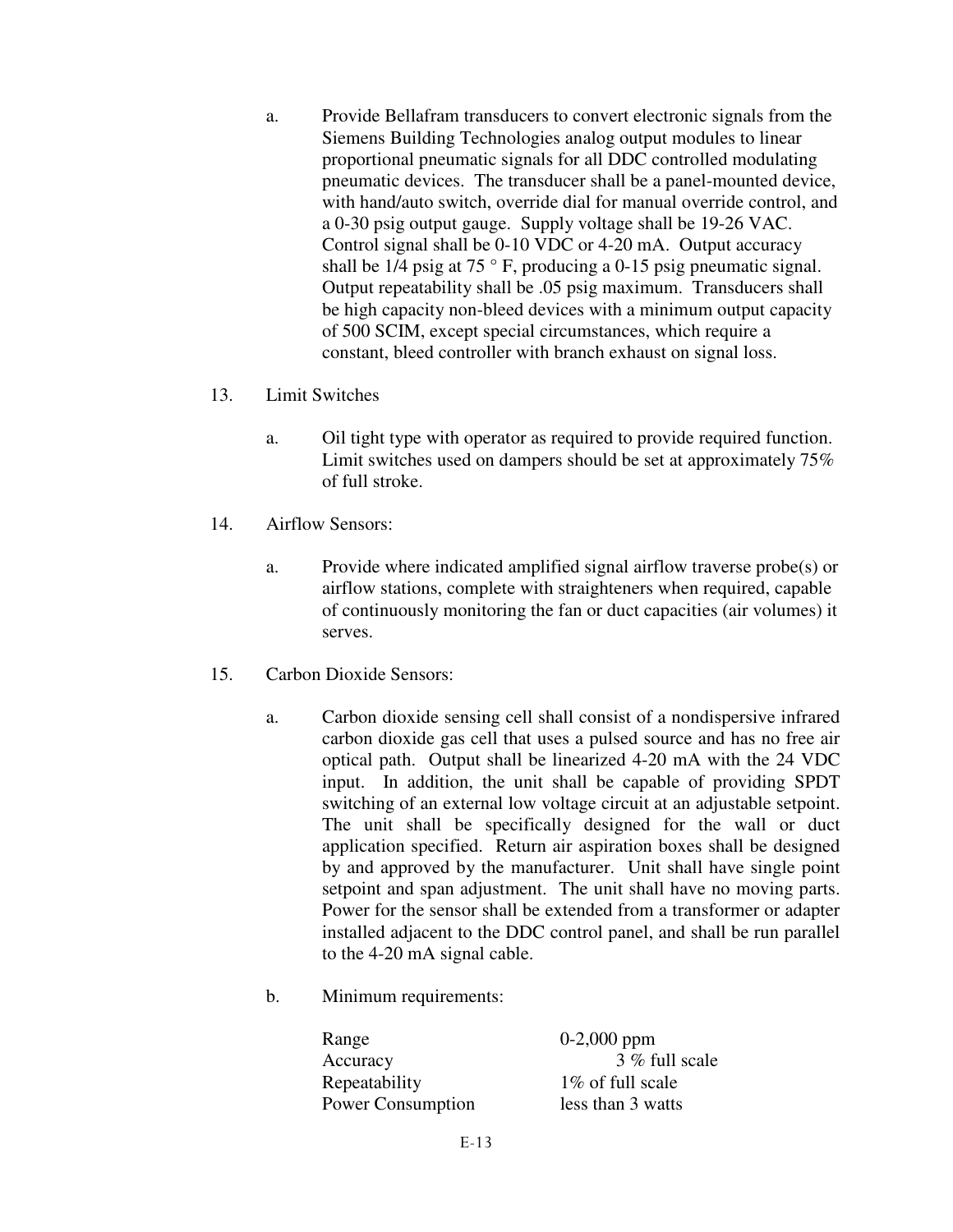a. Provide Bellafram transducers to convert electronic signals from the Siemens Building Technologies analog output modules to linear proportional pneumatic signals for all DDC controlled modulating pneumatic devices. The transducer shall be a panel-mounted device, with hand/auto switch, override dial for manual override control, and a 0-30 psig output gauge. Supply voltage shall be 19-26 VAC. Control signal shall be 0-10 VDC or 4-20 mA. Output accuracy shall be 1/4 psig at 75 ° F, producing a 0-15 psig pneumatic signal. Output repeatability shall be .05 psig maximum. Transducers shall be high capacity non-bleed devices with a minimum output capacity of 500 SCIM, except special circumstances, which require a constant, bleed controller with branch exhaust on signal loss.

13. Limit Switches

   a. Oil tight type with operator as required to provide required function. Limit switches used on dampers should be set at approximately 75% of full stroke.

14. Airflow Sensors:

   a. Provide where indicated amplified signal airflow traverse probe(s) or airflow stations, complete with straighteners when required, capable of continuously monitoring the fan or duct capacities (air volumes) it serves.

15. Carbon Dioxide Sensors:

   a. Carbon dioxide sensing cell shall consist of a nondispersive infrared carbon dioxide gas cell that uses a pulsed source and has no free air optical path. Output shall be linearized 4-20 mA with the 24 VDC input. In addition, the unit shall be capable of providing SPDT switching of an external low voltage circuit at an adjustable setpoint. The unit shall be specifically designed for the wall or duct application specified. Return air aspiration boxes shall be designed by and approved by the manufacturer. Unit shall have single point setpoint and span adjustment. The unit shall have no moving parts. Power for the sensor shall be extended from a transformer or adapter installed adjacent to the DDC control panel, and shall be run parallel to the 4-20 mA signal cable.

   b. Minimum requirements:

| | |
|---|---|
| Range | 0-2,000 ppm |
| Accuracy | 3 % full scale |
| Repeatability | 1% of full scale |
| Power Consumption | less than 3 watts |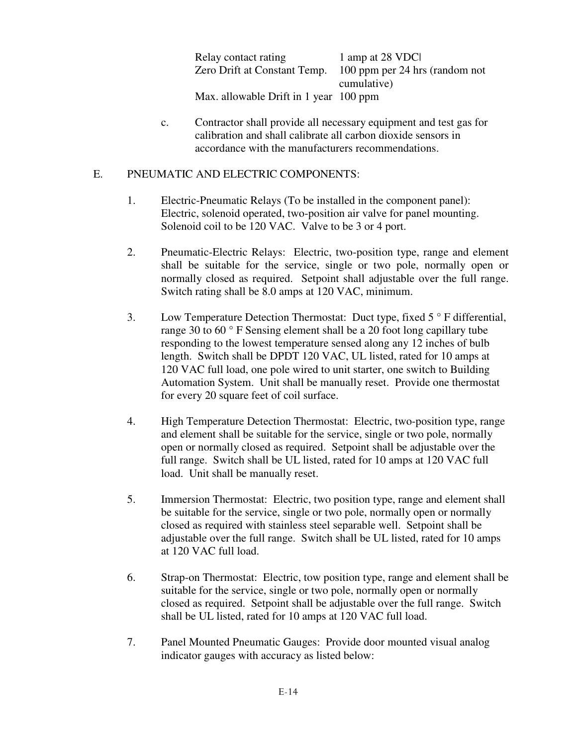| | |
|---|---|
| Relay contact rating | 1 amp at 28 VDCl |
| Zero Drift at Constant Temp. | 100 ppm per 24 hrs (random not cumulative) |
| Max. allowable Drift in 1 year | 100 ppm |

c. Contractor shall provide all necessary equipment and test gas for calibration and shall calibrate all carbon dioxide sensors in accordance with the manufacturers recommendations.

E. PNEUMATIC AND ELECTRIC COMPONENTS:

1. Electric-Pneumatic Relays (To be installed in the component panel): Electric, solenoid operated, two-position air valve for panel mounting. Solenoid coil to be 120 VAC. Valve to be 3 or 4 port.

2. Pneumatic-Electric Relays: Electric, two-position type, range and element shall be suitable for the service, single or two pole, normally open or normally closed as required. Setpoint shall adjustable over the full range. Switch rating shall be 8.0 amps at 120 VAC, minimum.

3. Low Temperature Detection Thermostat: Duct type, fixed 5 ° F differential, range 30 to 60 ° F Sensing element shall be a 20 foot long capillary tube responding to the lowest temperature sensed along any 12 inches of bulb length. Switch shall be DPDT 120 VAC, UL listed, rated for 10 amps at 120 VAC full load, one pole wired to unit starter, one switch to Building Automation System. Unit shall be manually reset. Provide one thermostat for every 20 square feet of coil surface.

4. High Temperature Detection Thermostat: Electric, two-position type, range and element shall be suitable for the service, single or two pole, normally open or normally closed as required. Setpoint shall be adjustable over the full range. Switch shall be UL listed, rated for 10 amps at 120 VAC full load. Unit shall be manually reset.

5. Immersion Thermostat: Electric, two position type, range and element shall be suitable for the service, single or two pole, normally open or normally closed as required with stainless steel separable well. Setpoint shall be adjustable over the full range. Switch shall be UL listed, rated for 10 amps at 120 VAC full load.

6. Strap-on Thermostat: Electric, tow position type, range and element shall be suitable for the service, single or two pole, normally open or normally closed as required. Setpoint shall be adjustable over the full range. Switch shall be UL listed, rated for 10 amps at 120 VAC full load.

7. Panel Mounted Pneumatic Gauges: Provide door mounted visual analog indicator gauges with accuracy as listed below: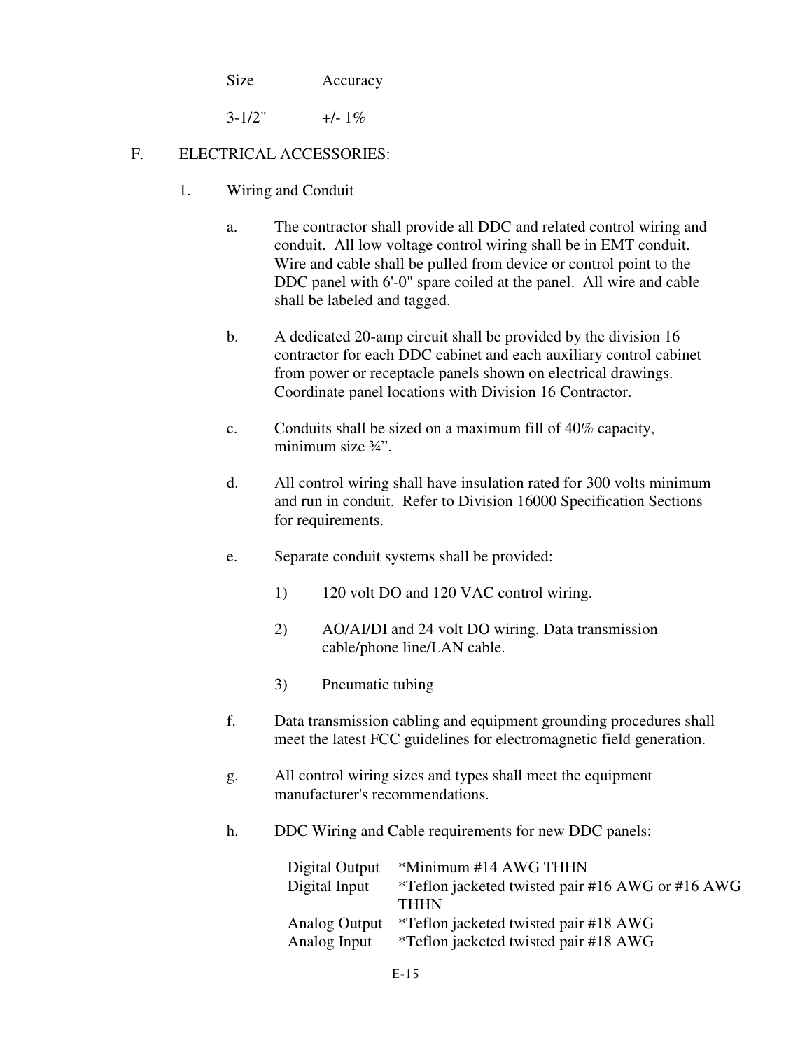| Size | Accuracy |
|---|---|
| 3-1/2" | +/- 1% |

F. ELECTRICAL ACCESSORIES:

1. Wiring and Conduit

   a. The contractor shall provide all DDC and related control wiring and conduit. All low voltage control wiring shall be in EMT conduit. Wire and cable shall be pulled from device or control point to the DDC panel with 6'-0" spare coiled at the panel. All wire and cable shall be labeled and tagged.

   b. A dedicated 20-amp circuit shall be provided by the division 16 contractor for each DDC cabinet and each auxiliary control cabinet from power or receptacle panels shown on electrical drawings. Coordinate panel locations with Division 16 Contractor.

   c. Conduits shall be sized on a maximum fill of 40% capacity, minimum size ¾".

   d. All control wiring shall have insulation rated for 300 volts minimum and run in conduit. Refer to Division 16000 Specification Sections for requirements.

   e. Separate conduit systems shall be provided:

      1) 120 volt DO and 120 VAC control wiring.

      2) AO/AI/DI and 24 volt DO wiring. Data transmission cable/phone line/LAN cable.

      3) Pneumatic tubing

   f. Data transmission cabling and equipment grounding procedures shall meet the latest FCC guidelines for electromagnetic field generation.

   g. All control wiring sizes and types shall meet the equipment manufacturer's recommendations.

   h. DDC Wiring and Cable requirements for new DDC panels:

| | |
|---|---|
| Digital Output | *Minimum #14 AWG THHN |
| Digital Input | *Teflon jacketed twisted pair #16 AWG or #16 AWG THHN |
| Analog Output | *Teflon jacketed twisted pair #18 AWG |
| Analog Input | *Teflon jacketed twisted pair #18 AWG |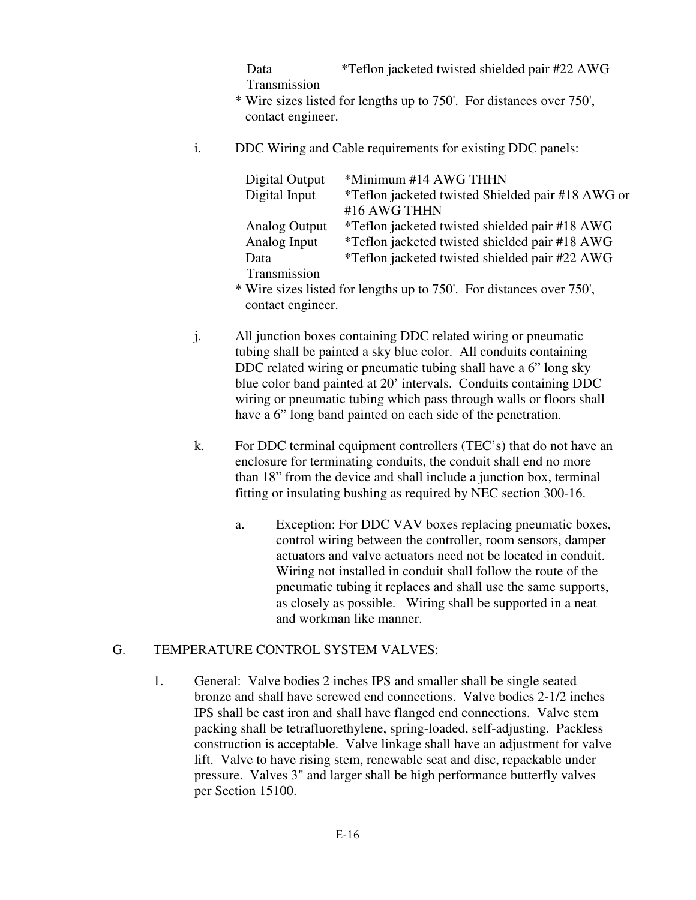| | |
|---|---|
| Data Transmission | *Teflon jacketed twisted shielded pair #22 AWG |

* Wire sizes listed for lengths up to 750'. For distances over 750', contact engineer.

i. DDC Wiring and Cable requirements for existing DDC panels:

| | |
|---|---|
| Digital Output | *Minimum #14 AWG THHN |
| Digital Input | *Teflon jacketed twisted Shielded pair #18 AWG or #16 AWG THHN |
| Analog Output | *Teflon jacketed twisted shielded pair #18 AWG |
| Analog Input | *Teflon jacketed twisted shielded pair #18 AWG |
| Data Transmission | *Teflon jacketed twisted shielded pair #22 AWG |

* Wire sizes listed for lengths up to 750'. For distances over 750', contact engineer.

j. All junction boxes containing DDC related wiring or pneumatic tubing shall be painted a sky blue color. All conduits containing DDC related wiring or pneumatic tubing shall have a 6" long sky blue color band painted at 20' intervals. Conduits containing DDC wiring or pneumatic tubing which pass through walls or floors shall have a 6" long band painted on each side of the penetration.

k. For DDC terminal equipment controllers (TEC's) that do not have an enclosure for terminating conduits, the conduit shall end no more than 18" from the device and shall include a junction box, terminal fitting or insulating bushing as required by NEC section 300-16.

   a. Exception: For DDC VAV boxes replacing pneumatic boxes, control wiring between the controller, room sensors, damper actuators and valve actuators need not be located in conduit. Wiring not installed in conduit shall follow the route of the pneumatic tubing it replaces and shall use the same supports, as closely as possible. Wiring shall be supported in a neat and workman like manner.

## G. TEMPERATURE CONTROL SYSTEM VALVES:

1. General: Valve bodies 2 inches IPS and smaller shall be single seated bronze and shall have screwed end connections. Valve bodies 2-1/2 inches IPS shall be cast iron and shall have flanged end connections. Valve stem packing shall be tetrafluorethylene, spring-loaded, self-adjusting. Packless construction is acceptable. Valve linkage shall have an adjustment for valve lift. Valve to have rising stem, renewable seat and disc, repackable under pressure. Valves 3" and larger shall be high performance butterfly valves per Section 15100.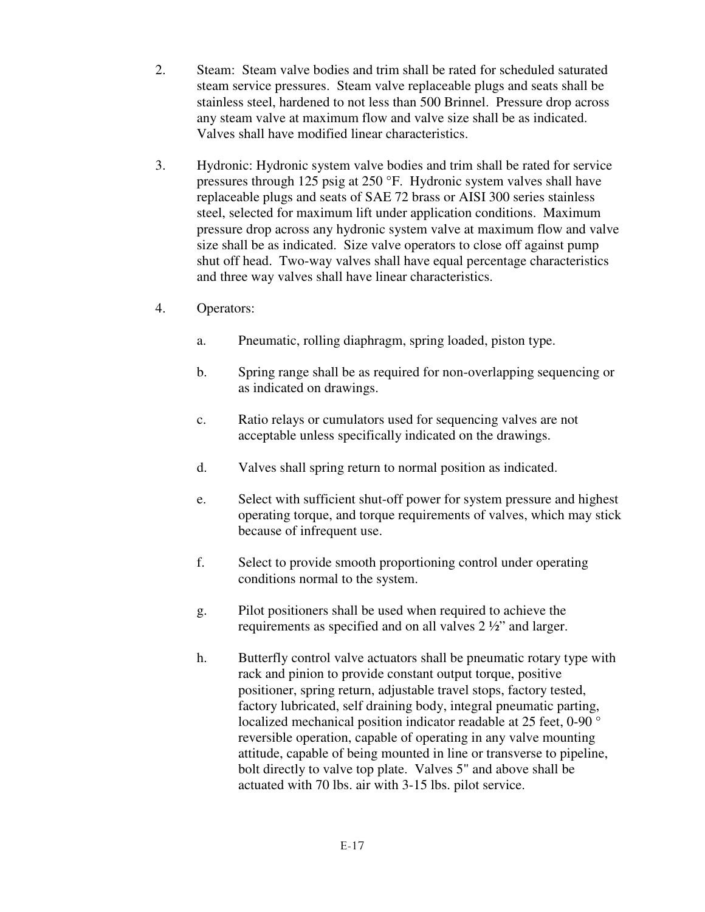2. Steam: Steam valve bodies and trim shall be rated for scheduled saturated steam service pressures. Steam valve replaceable plugs and seats shall be stainless steel, hardened to not less than 500 Brinnel. Pressure drop across any steam valve at maximum flow and valve size shall be as indicated. Valves shall have modified linear characteristics.

3. Hydronic: Hydronic system valve bodies and trim shall be rated for service pressures through 125 psig at 250 °F. Hydronic system valves shall have replaceable plugs and seats of SAE 72 brass or AISI 300 series stainless steel, selected for maximum lift under application conditions. Maximum pressure drop across any hydronic system valve at maximum flow and valve size shall be as indicated. Size valve operators to close off against pump shut off head. Two-way valves shall have equal percentage characteristics and three way valves shall have linear characteristics.

4. Operators:

   a. Pneumatic, rolling diaphragm, spring loaded, piston type.

   b. Spring range shall be as required for non-overlapping sequencing or as indicated on drawings.

   c. Ratio relays or cumulators used for sequencing valves are not acceptable unless specifically indicated on the drawings.

   d. Valves shall spring return to normal position as indicated.

   e. Select with sufficient shut-off power for system pressure and highest operating torque, and torque requirements of valves, which may stick because of infrequent use.

   f. Select to provide smooth proportioning control under operating conditions normal to the system.

   g. Pilot positioners shall be used when required to achieve the requirements as specified and on all valves 2 ½" and larger.

   h. Butterfly control valve actuators shall be pneumatic rotary type with rack and pinion to provide constant output torque, positive positioner, spring return, adjustable travel stops, factory tested, factory lubricated, self draining body, integral pneumatic parting, localized mechanical position indicator readable at 25 feet, 0-90 ° reversible operation, capable of operating in any valve mounting attitude, capable of being mounted in line or transverse to pipeline, bolt directly to valve top plate. Valves 5" and above shall be actuated with 70 lbs. air with 3-15 lbs. pilot service.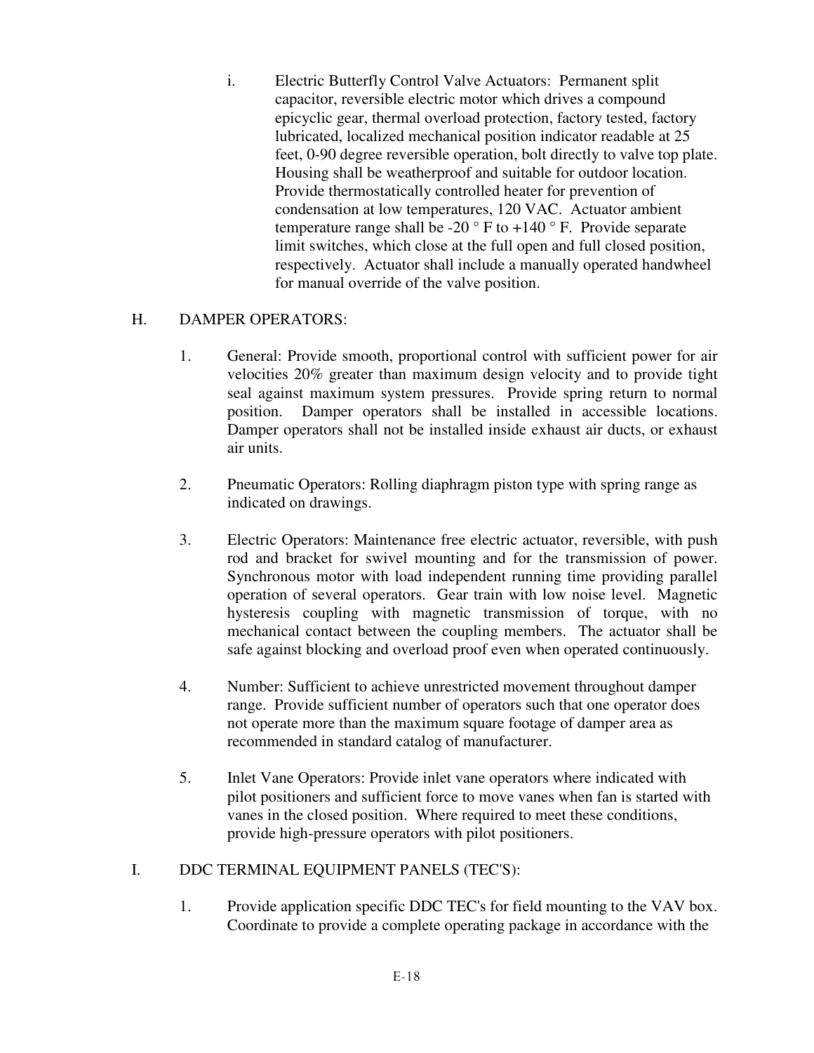i. Electric Butterfly Control Valve Actuators: Permanent split capacitor, reversible electric motor which drives a compound epicyclic gear, thermal overload protection, factory tested, factory lubricated, localized mechanical position indicator readable at 25 feet, 0-90 degree reversible operation, bolt directly to valve top plate. Housing shall be weatherproof and suitable for outdoor location. Provide thermostatically controlled heater for prevention of condensation at low temperatures, 120 VAC. Actuator ambient temperature range shall be -20 ° F to +140 ° F. Provide separate limit switches, which close at the full open and full closed position, respectively. Actuator shall include a manually operated handwheel for manual override of the valve position.

H. DAMPER OPERATORS:

1. General: Provide smooth, proportional control with sufficient power for air velocities 20% greater than maximum design velocity and to provide tight seal against maximum system pressures. Provide spring return to normal position. Damper operators shall be installed in accessible locations. Damper operators shall not be installed inside exhaust air ducts, or exhaust air units.

2. Pneumatic Operators: Rolling diaphragm piston type with spring range as indicated on drawings.

3. Electric Operators: Maintenance free electric actuator, reversible, with push rod and bracket for swivel mounting and for the transmission of power. Synchronous motor with load independent running time providing parallel operation of several operators. Gear train with low noise level. Magnetic hysteresis coupling with magnetic transmission of torque, with no mechanical contact between the coupling members. The actuator shall be safe against blocking and overload proof even when operated continuously.

4. Number: Sufficient to achieve unrestricted movement throughout damper range. Provide sufficient number of operators such that one operator does not operate more than the maximum square footage of damper area as recommended in standard catalog of manufacturer.

5. Inlet Vane Operators: Provide inlet vane operators where indicated with pilot positioners and sufficient force to move vanes when fan is started with vanes in the closed position. Where required to meet these conditions, provide high-pressure operators with pilot positioners.

I. DDC TERMINAL EQUIPMENT PANELS (TEC'S):

1. Provide application specific DDC TEC's for field mounting to the VAV box. Coordinate to provide a complete operating package in accordance with the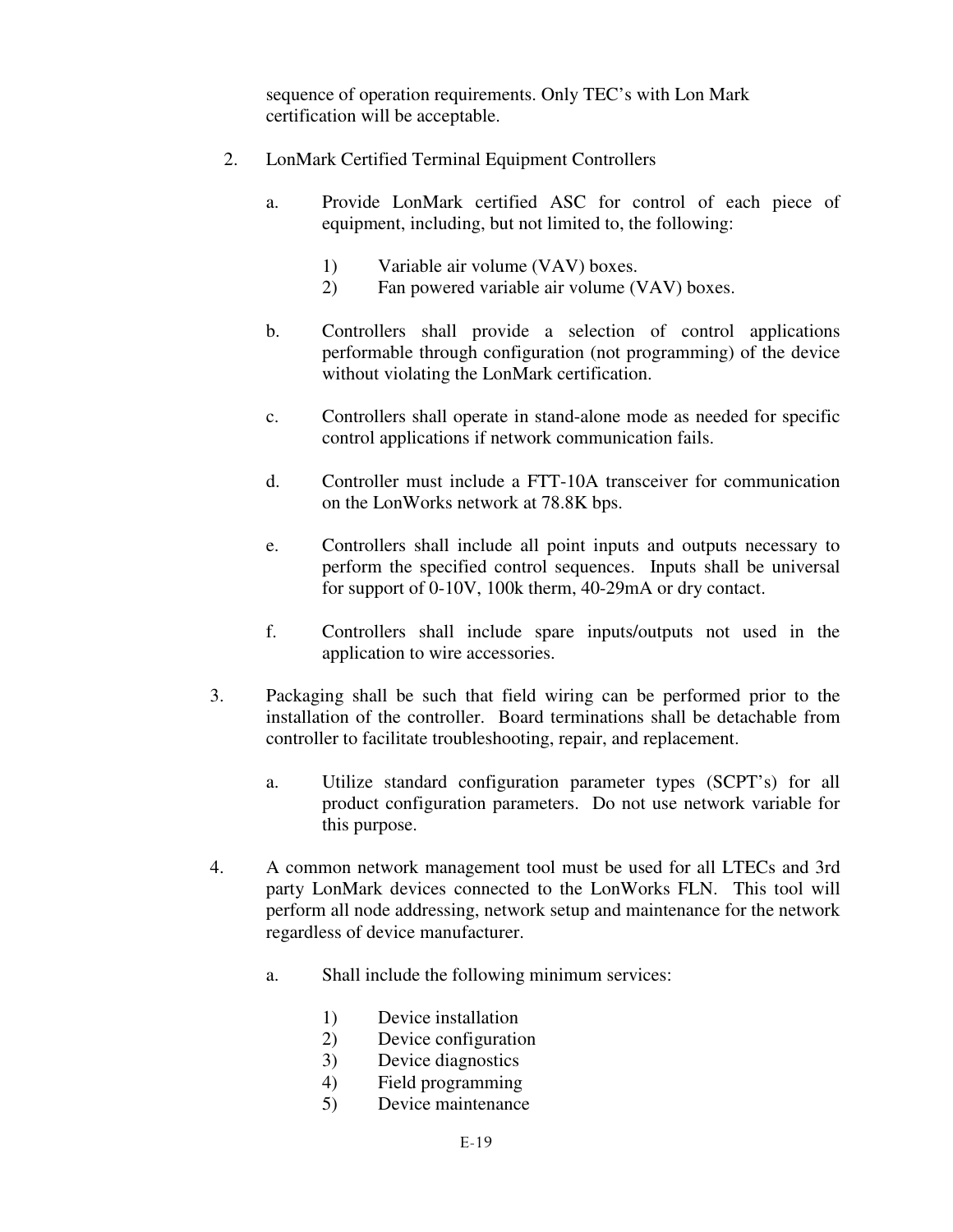sequence of operation requirements. Only TEC's with Lon Mark certification will be acceptable.

2. LonMark Certified Terminal Equipment Controllers

   a. Provide LonMark certified ASC for control of each piece of equipment, including, but not limited to, the following:

      1) Variable air volume (VAV) boxes.
      2) Fan powered variable air volume (VAV) boxes.

   b. Controllers shall provide a selection of control applications performable through configuration (not programming) of the device without violating the LonMark certification.

   c. Controllers shall operate in stand-alone mode as needed for specific control applications if network communication fails.

   d. Controller must include a FTT-10A transceiver for communication on the LonWorks network at 78.8K bps.

   e. Controllers shall include all point inputs and outputs necessary to perform the specified control sequences. Inputs shall be universal for support of 0-10V, 100k therm, 40-29mA or dry contact.

   f. Controllers shall include spare inputs/outputs not used in the application to wire accessories.

3. Packaging shall be such that field wiring can be performed prior to the installation of the controller. Board terminations shall be detachable from controller to facilitate troubleshooting, repair, and replacement.

   a. Utilize standard configuration parameter types (SCPT's) for all product configuration parameters. Do not use network variable for this purpose.

4. A common network management tool must be used for all LTECs and 3rd party LonMark devices connected to the LonWorks FLN. This tool will perform all node addressing, network setup and maintenance for the network regardless of device manufacturer.

   a. Shall include the following minimum services:

      1) Device installation
      2) Device configuration
      3) Device diagnostics
      4) Field programming
      5) Device maintenance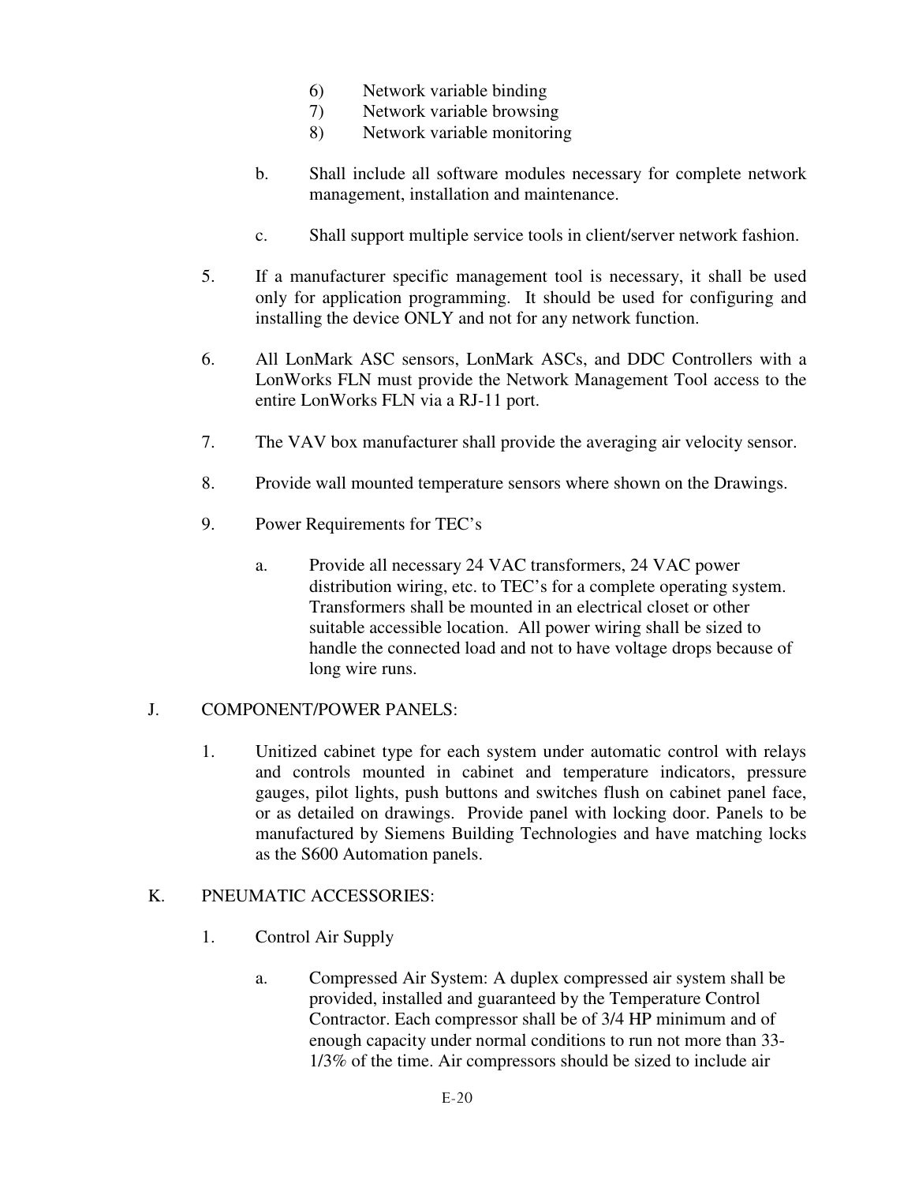6) Network variable binding
7) Network variable browsing
8) Network variable monitoring

b. Shall include all software modules necessary for complete network management, installation and maintenance.

c. Shall support multiple service tools in client/server network fashion.

5. If a manufacturer specific management tool is necessary, it shall be used only for application programming. It should be used for configuring and installing the device ONLY and not for any network function.

6. All LonMark ASC sensors, LonMark ASCs, and DDC Controllers with a LonWorks FLN must provide the Network Management Tool access to the entire LonWorks FLN via a RJ-11 port.

7. The VAV box manufacturer shall provide the averaging air velocity sensor.

8. Provide wall mounted temperature sensors where shown on the Drawings.

9. Power Requirements for TEC's

   a. Provide all necessary 24 VAC transformers, 24 VAC power distribution wiring, etc. to TEC's for a complete operating system. Transformers shall be mounted in an electrical closet or other suitable accessible location. All power wiring shall be sized to handle the connected load and not to have voltage drops because of long wire runs.

J. COMPONENT/POWER PANELS:

1. Unitized cabinet type for each system under automatic control with relays and controls mounted in cabinet and temperature indicators, pressure gauges, pilot lights, push buttons and switches flush on cabinet panel face, or as detailed on drawings. Provide panel with locking door. Panels to be manufactured by Siemens Building Technologies and have matching locks as the S600 Automation panels.

K. PNEUMATIC ACCESSORIES:

1. Control Air Supply

   a. Compressed Air System: A duplex compressed air system shall be provided, installed and guaranteed by the Temperature Control Contractor. Each compressor shall be of 3/4 HP minimum and of enough capacity under normal conditions to run not more than 33-1/3% of the time. Air compressors should be sized to include air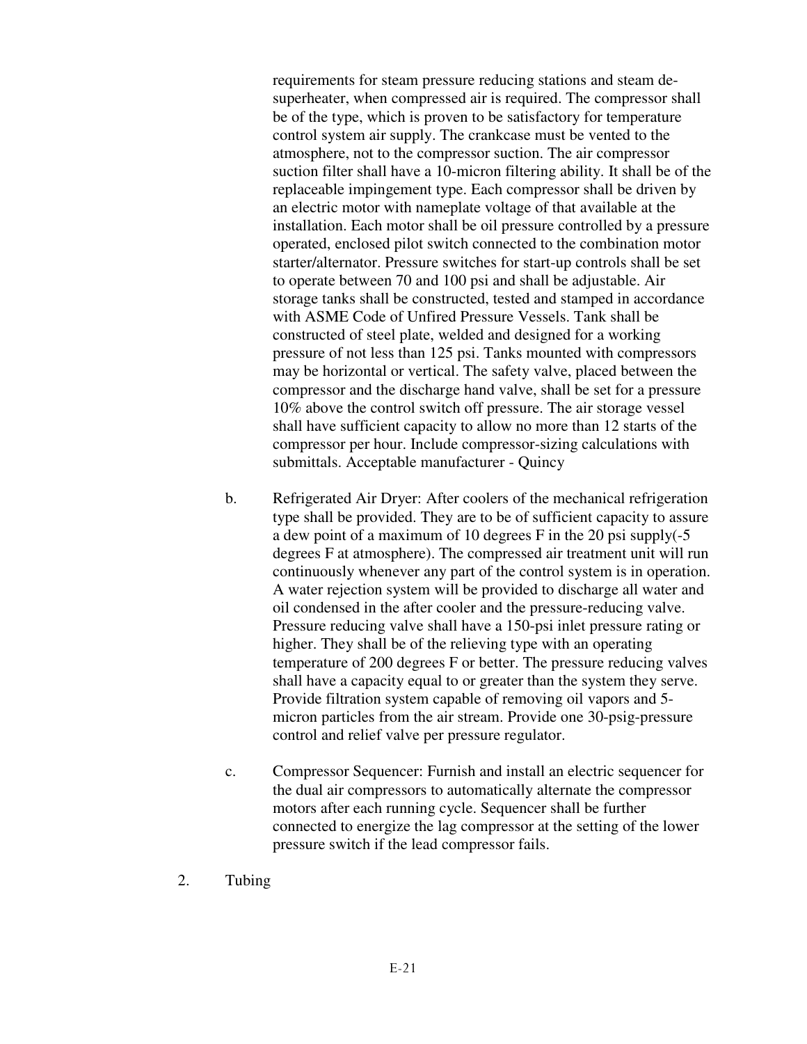requirements for steam pressure reducing stations and steam de-superheater, when compressed air is required. The compressor shall be of the type, which is proven to be satisfactory for temperature control system air supply. The crankcase must be vented to the atmosphere, not to the compressor suction. The air compressor suction filter shall have a 10-micron filtering ability. It shall be of the replaceable impingement type. Each compressor shall be driven by an electric motor with nameplate voltage of that available at the installation. Each motor shall be oil pressure controlled by a pressure operated, enclosed pilot switch connected to the combination motor starter/alternator. Pressure switches for start-up controls shall be set to operate between 70 and 100 psi and shall be adjustable. Air storage tanks shall be constructed, tested and stamped in accordance with ASME Code of Unfired Pressure Vessels. Tank shall be constructed of steel plate, welded and designed for a working pressure of not less than 125 psi. Tanks mounted with compressors may be horizontal or vertical. The safety valve, placed between the compressor and the discharge hand valve, shall be set for a pressure 10% above the control switch off pressure. The air storage vessel shall have sufficient capacity to allow no more than 12 starts of the compressor per hour. Include compressor-sizing calculations with submittals. Acceptable manufacturer - Quincy

b. Refrigerated Air Dryer: After coolers of the mechanical refrigeration type shall be provided. They are to be of sufficient capacity to assure a dew point of a maximum of 10 degrees F in the 20 psi supply(-5 degrees F at atmosphere). The compressed air treatment unit will run continuously whenever any part of the control system is in operation. A water rejection system will be provided to discharge all water and oil condensed in the after cooler and the pressure-reducing valve. Pressure reducing valve shall have a 150-psi inlet pressure rating or higher. They shall be of the relieving type with an operating temperature of 200 degrees F or better. The pressure reducing valves shall have a capacity equal to or greater than the system they serve. Provide filtration system capable of removing oil vapors and 5-micron particles from the air stream. Provide one 30-psig-pressure control and relief valve per pressure regulator.

c. Compressor Sequencer: Furnish and install an electric sequencer for the dual air compressors to automatically alternate the compressor motors after each running cycle. Sequencer shall be further connected to energize the lag compressor at the setting of the lower pressure switch if the lead compressor fails.

2. Tubing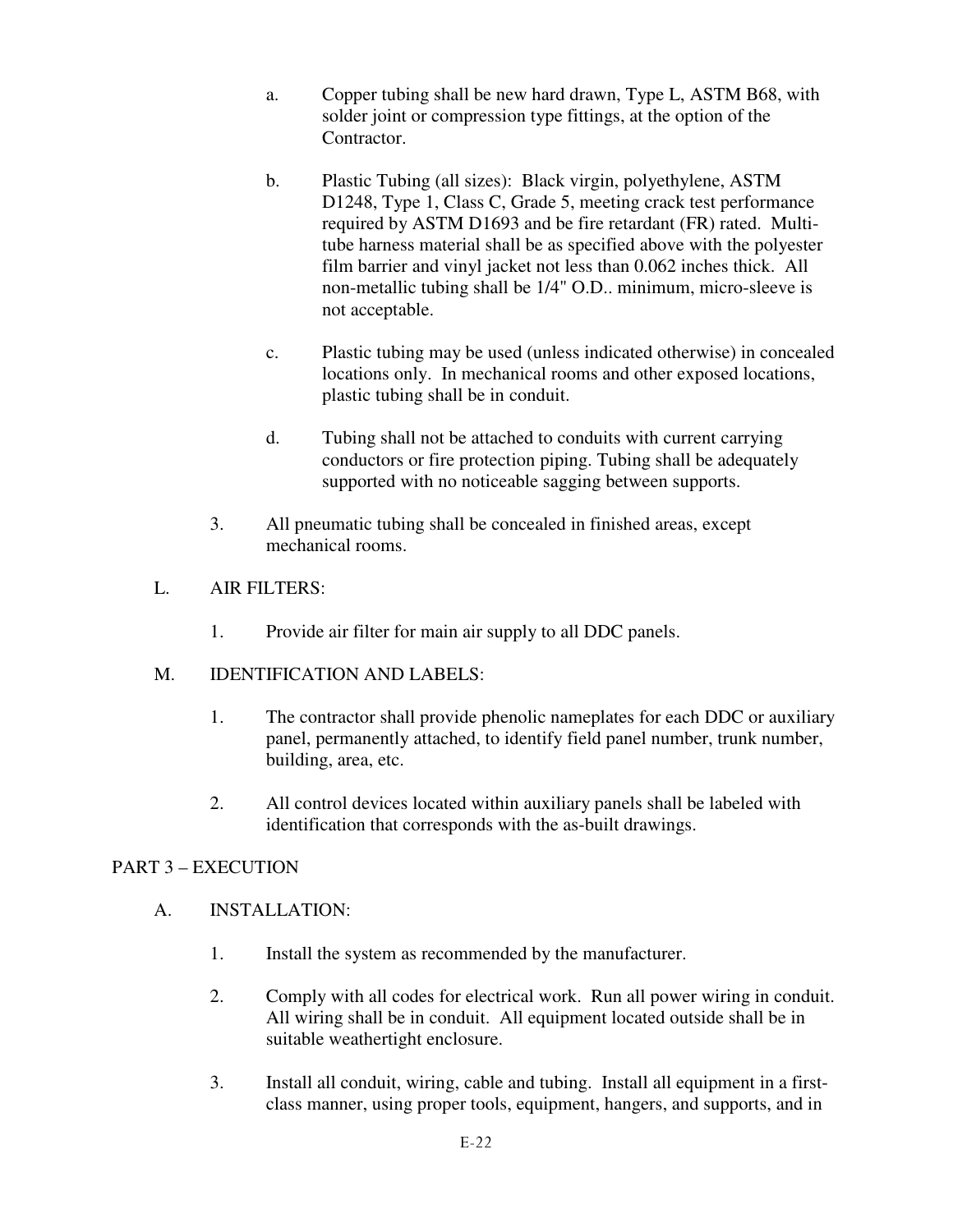a. Copper tubing shall be new hard drawn, Type L, ASTM B68, with solder joint or compression type fittings, at the option of the Contractor.

b. Plastic Tubing (all sizes): Black virgin, polyethylene, ASTM D1248, Type 1, Class C, Grade 5, meeting crack test performance required by ASTM D1693 and be fire retardant (FR) rated. Multi-tube harness material shall be as specified above with the polyester film barrier and vinyl jacket not less than 0.062 inches thick. All non-metallic tubing shall be 1/4" O.D.. minimum, micro-sleeve is not acceptable.

c. Plastic tubing may be used (unless indicated otherwise) in concealed locations only. In mechanical rooms and other exposed locations, plastic tubing shall be in conduit.

d. Tubing shall not be attached to conduits with current carrying conductors or fire protection piping. Tubing shall be adequately supported with no noticeable sagging between supports.

3. All pneumatic tubing shall be concealed in finished areas, except mechanical rooms.

L. AIR FILTERS:

1. Provide air filter for main air supply to all DDC panels.

M. IDENTIFICATION AND LABELS:

1. The contractor shall provide phenolic nameplates for each DDC or auxiliary panel, permanently attached, to identify field panel number, trunk number, building, area, etc.

2. All control devices located within auxiliary panels shall be labeled with identification that corresponds with the as-built drawings.

## PART 3 – EXECUTION

A. INSTALLATION:

1. Install the system as recommended by the manufacturer.

2. Comply with all codes for electrical work. Run all power wiring in conduit. All wiring shall be in conduit. All equipment located outside shall be in suitable weathertight enclosure.

3. Install all conduit, wiring, cable and tubing. Install all equipment in a first-class manner, using proper tools, equipment, hangers, and supports, and in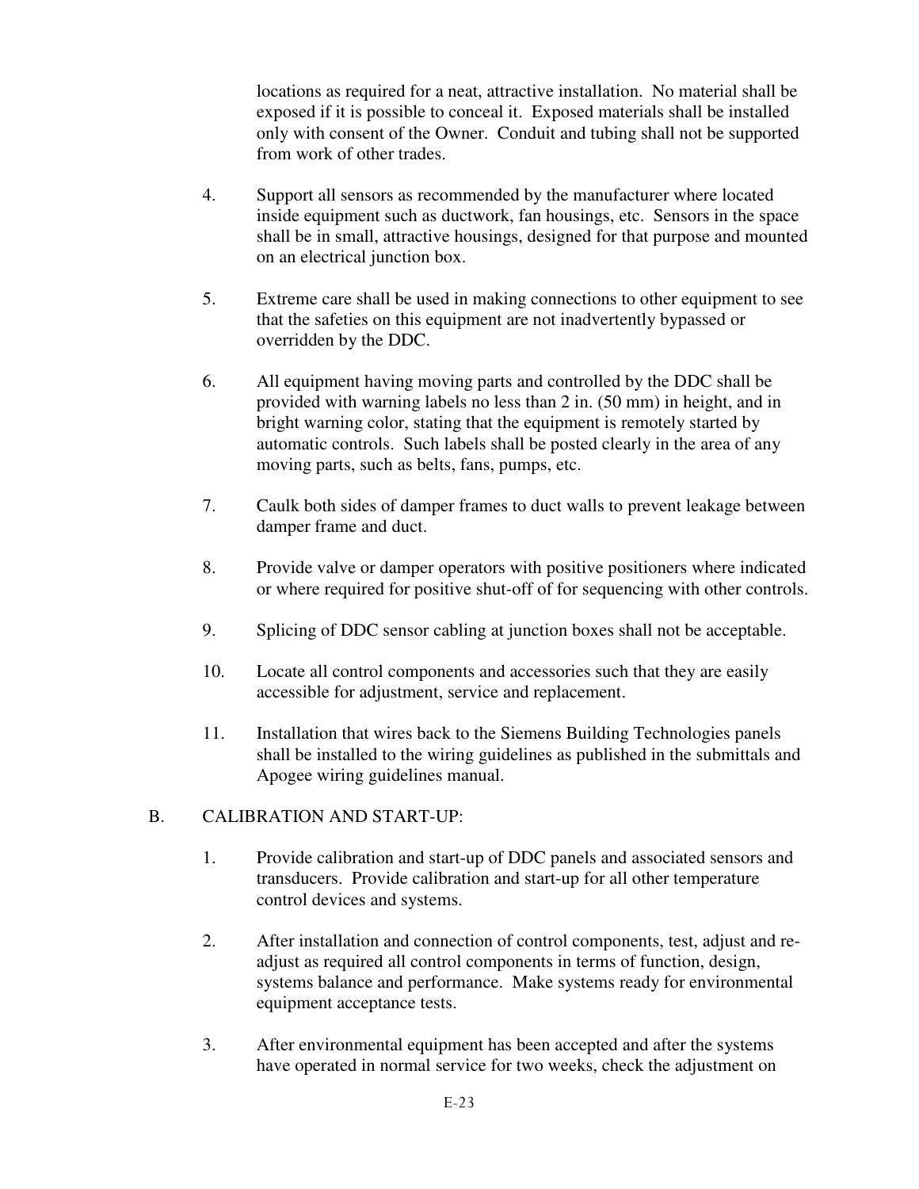locations as required for a neat, attractive installation. No material shall be exposed if it is possible to conceal it. Exposed materials shall be installed only with consent of the Owner. Conduit and tubing shall not be supported from work of other trades.

4. Support all sensors as recommended by the manufacturer where located inside equipment such as ductwork, fan housings, etc. Sensors in the space shall be in small, attractive housings, designed for that purpose and mounted on an electrical junction box.

5. Extreme care shall be used in making connections to other equipment to see that the safeties on this equipment are not inadvertently bypassed or overridden by the DDC.

6. All equipment having moving parts and controlled by the DDC shall be provided with warning labels no less than 2 in. (50 mm) in height, and in bright warning color, stating that the equipment is remotely started by automatic controls. Such labels shall be posted clearly in the area of any moving parts, such as belts, fans, pumps, etc.

7. Caulk both sides of damper frames to duct walls to prevent leakage between damper frame and duct.

8. Provide valve or damper operators with positive positioners where indicated or where required for positive shut-off of for sequencing with other controls.

9. Splicing of DDC sensor cabling at junction boxes shall not be acceptable.

10. Locate all control components and accessories such that they are easily accessible for adjustment, service and replacement.

11. Installation that wires back to the Siemens Building Technologies panels shall be installed to the wiring guidelines as published in the submittals and Apogee wiring guidelines manual.

B. CALIBRATION AND START-UP:

1. Provide calibration and start-up of DDC panels and associated sensors and transducers. Provide calibration and start-up for all other temperature control devices and systems.

2. After installation and connection of control components, test, adjust and re-adjust as required all control components in terms of function, design, systems balance and performance. Make systems ready for environmental equipment acceptance tests.

3. After environmental equipment has been accepted and after the systems have operated in normal service for two weeks, check the adjustment on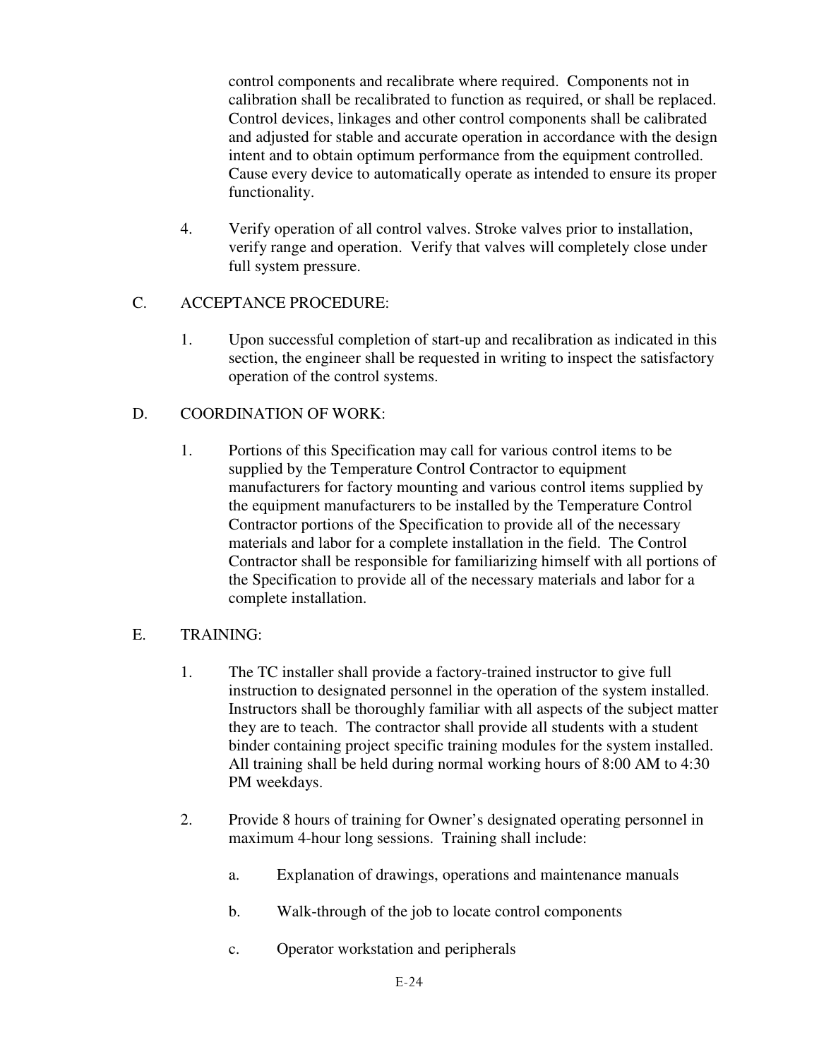control components and recalibrate where required. Components not in calibration shall be recalibrated to function as required, or shall be replaced. Control devices, linkages and other control components shall be calibrated and adjusted for stable and accurate operation in accordance with the design intent and to obtain optimum performance from the equipment controlled. Cause every device to automatically operate as intended to ensure its proper functionality.

4. Verify operation of all control valves. Stroke valves prior to installation, verify range and operation. Verify that valves will completely close under full system pressure.

C. ACCEPTANCE PROCEDURE:

1. Upon successful completion of start-up and recalibration as indicated in this section, the engineer shall be requested in writing to inspect the satisfactory operation of the control systems.

D. COORDINATION OF WORK:

1. Portions of this Specification may call for various control items to be supplied by the Temperature Control Contractor to equipment manufacturers for factory mounting and various control items supplied by the equipment manufacturers to be installed by the Temperature Control Contractor portions of the Specification to provide all of the necessary materials and labor for a complete installation in the field. The Control Contractor shall be responsible for familiarizing himself with all portions of the Specification to provide all of the necessary materials and labor for a complete installation.

E. TRAINING:

1. The TC installer shall provide a factory-trained instructor to give full instruction to designated personnel in the operation of the system installed. Instructors shall be thoroughly familiar with all aspects of the subject matter they are to teach. The contractor shall provide all students with a student binder containing project specific training modules for the system installed. All training shall be held during normal working hours of 8:00 AM to 4:30 PM weekdays.

2. Provide 8 hours of training for Owner's designated operating personnel in maximum 4-hour long sessions. Training shall include:

   a. Explanation of drawings, operations and maintenance manuals

   b. Walk-through of the job to locate control components

   c. Operator workstation and peripherals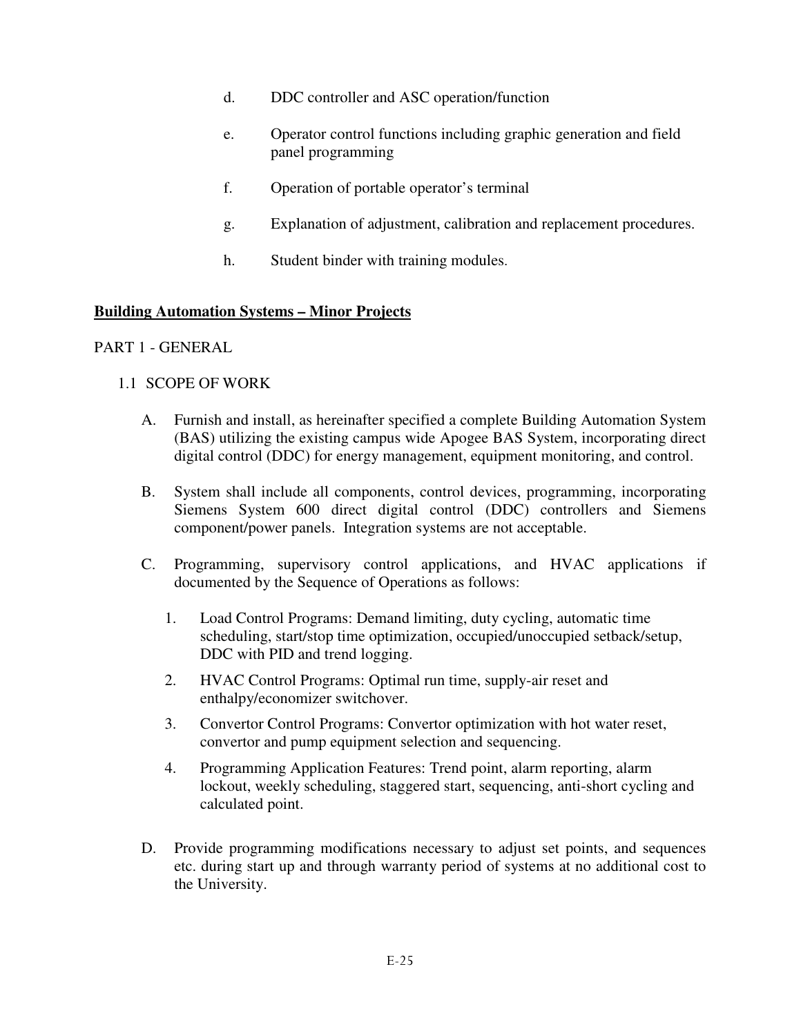d. DDC controller and ASC operation/function

e. Operator control functions including graphic generation and field panel programming

f. Operation of portable operator's terminal

g. Explanation of adjustment, calibration and replacement procedures.

h. Student binder with training modules.

**<u>Building Automation Systems – Minor Projects</u>**

PART 1 - GENERAL

1.1 SCOPE OF WORK

A. Furnish and install, as hereinafter specified a complete Building Automation System (BAS) utilizing the existing campus wide Apogee BAS System, incorporating direct digital control (DDC) for energy management, equipment monitoring, and control.

B. System shall include all components, control devices, programming, incorporating Siemens System 600 direct digital control (DDC) controllers and Siemens component/power panels. Integration systems are not acceptable.

C. Programming, supervisory control applications, and HVAC applications if documented by the Sequence of Operations as follows:

1. Load Control Programs: Demand limiting, duty cycling, automatic time scheduling, start/stop time optimization, occupied/unoccupied setback/setup, DDC with PID and trend logging.

2. HVAC Control Programs: Optimal run time, supply-air reset and enthalpy/economizer switchover.

3. Convertor Control Programs: Convertor optimization with hot water reset, convertor and pump equipment selection and sequencing.

4. Programming Application Features: Trend point, alarm reporting, alarm lockout, weekly scheduling, staggered start, sequencing, anti-short cycling and calculated point.

D. Provide programming modifications necessary to adjust set points, and sequences etc. during start up and through warranty period of systems at no additional cost to the University.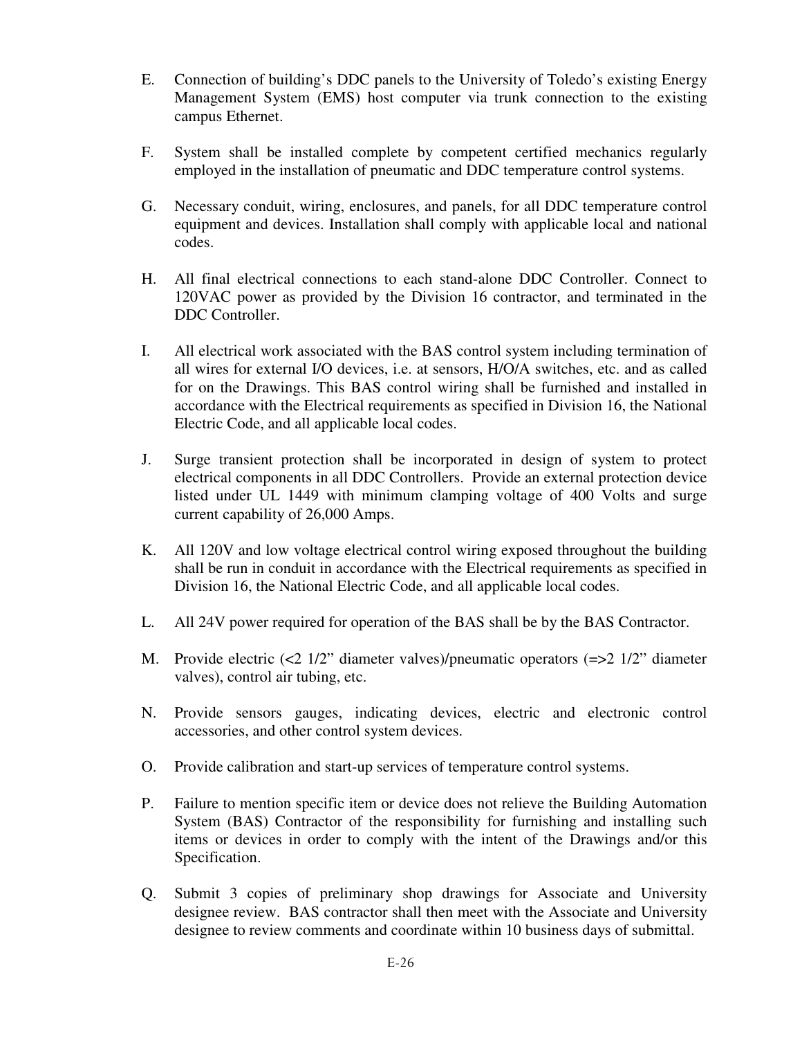E. Connection of building's DDC panels to the University of Toledo's existing Energy Management System (EMS) host computer via trunk connection to the existing campus Ethernet.

F. System shall be installed complete by competent certified mechanics regularly employed in the installation of pneumatic and DDC temperature control systems.

G. Necessary conduit, wiring, enclosures, and panels, for all DDC temperature control equipment and devices. Installation shall comply with applicable local and national codes.

H. All final electrical connections to each stand-alone DDC Controller. Connect to 120VAC power as provided by the Division 16 contractor, and terminated in the DDC Controller.

I. All electrical work associated with the BAS control system including termination of all wires for external I/O devices, i.e. at sensors, H/O/A switches, etc. and as called for on the Drawings. This BAS control wiring shall be furnished and installed in accordance with the Electrical requirements as specified in Division 16, the National Electric Code, and all applicable local codes.

J. Surge transient protection shall be incorporated in design of system to protect electrical components in all DDC Controllers. Provide an external protection device listed under UL 1449 with minimum clamping voltage of 400 Volts and surge current capability of 26,000 Amps.

K. All 120V and low voltage electrical control wiring exposed throughout the building shall be run in conduit in accordance with the Electrical requirements as specified in Division 16, the National Electric Code, and all applicable local codes.

L. All 24V power required for operation of the BAS shall be by the BAS Contractor.

M. Provide electric (<2 1/2" diameter valves)/pneumatic operators (=>2 1/2" diameter valves), control air tubing, etc.

N. Provide sensors gauges, indicating devices, electric and electronic control accessories, and other control system devices.

O. Provide calibration and start-up services of temperature control systems.

P. Failure to mention specific item or device does not relieve the Building Automation System (BAS) Contractor of the responsibility for furnishing and installing such items or devices in order to comply with the intent of the Drawings and/or this Specification.

Q. Submit 3 copies of preliminary shop drawings for Associate and University designee review. BAS contractor shall then meet with the Associate and University designee to review comments and coordinate within 10 business days of submittal.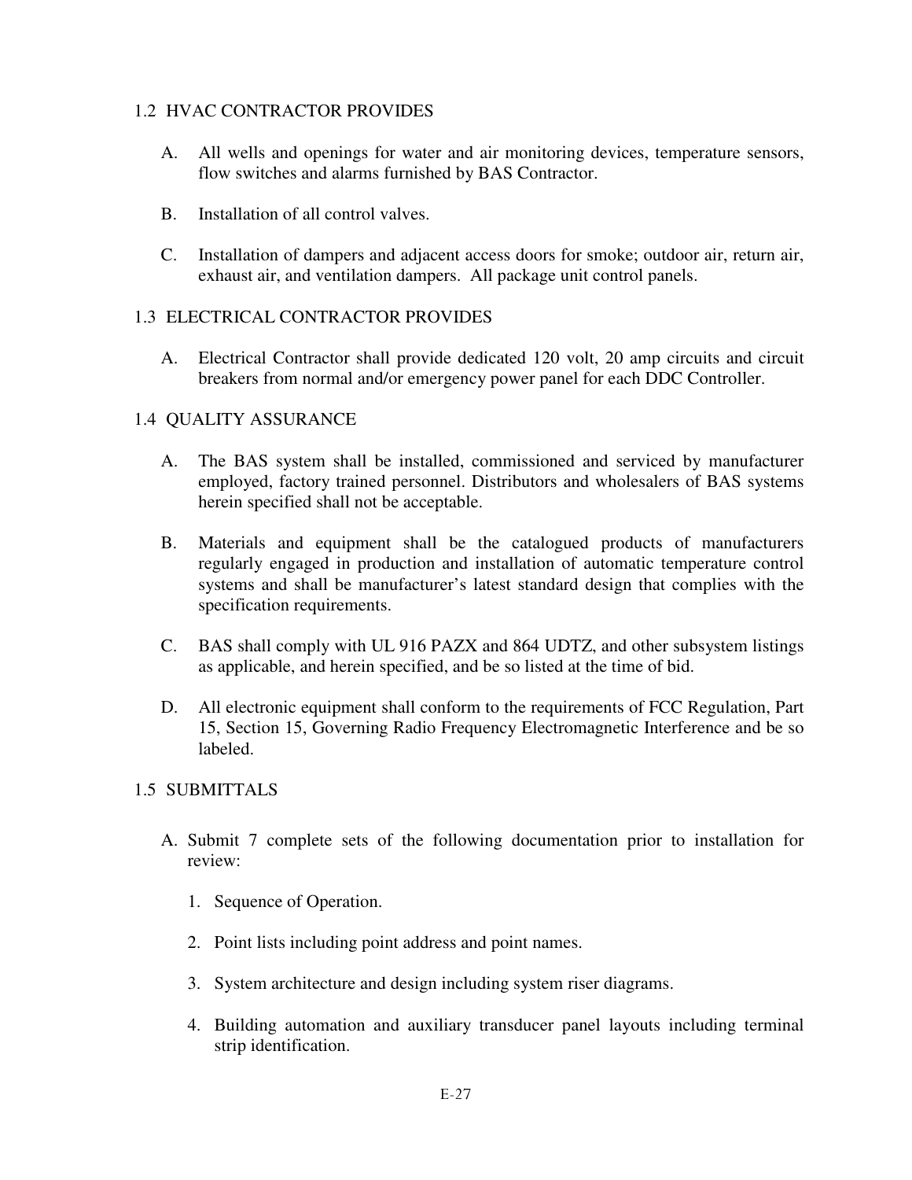## 1.2 HVAC CONTRACTOR PROVIDES

A. All wells and openings for water and air monitoring devices, temperature sensors, flow switches and alarms furnished by BAS Contractor.

B. Installation of all control valves.

C. Installation of dampers and adjacent access doors for smoke; outdoor air, return air, exhaust air, and ventilation dampers. All package unit control panels.

## 1.3 ELECTRICAL CONTRACTOR PROVIDES

A. Electrical Contractor shall provide dedicated 120 volt, 20 amp circuits and circuit breakers from normal and/or emergency power panel for each DDC Controller.

## 1.4 QUALITY ASSURANCE

A. The BAS system shall be installed, commissioned and serviced by manufacturer employed, factory trained personnel. Distributors and wholesalers of BAS systems herein specified shall not be acceptable.

B. Materials and equipment shall be the catalogued products of manufacturers regularly engaged in production and installation of automatic temperature control systems and shall be manufacturer's latest standard design that complies with the specification requirements.

C. BAS shall comply with UL 916 PAZX and 864 UDTZ, and other subsystem listings as applicable, and herein specified, and be so listed at the time of bid.

D. All electronic equipment shall conform to the requirements of FCC Regulation, Part 15, Section 15, Governing Radio Frequency Electromagnetic Interference and be so labeled.

## 1.5 SUBMITTALS

A. Submit 7 complete sets of the following documentation prior to installation for review:

1. Sequence of Operation.

2. Point lists including point address and point names.

3. System architecture and design including system riser diagrams.

4. Building automation and auxiliary transducer panel layouts including terminal strip identification.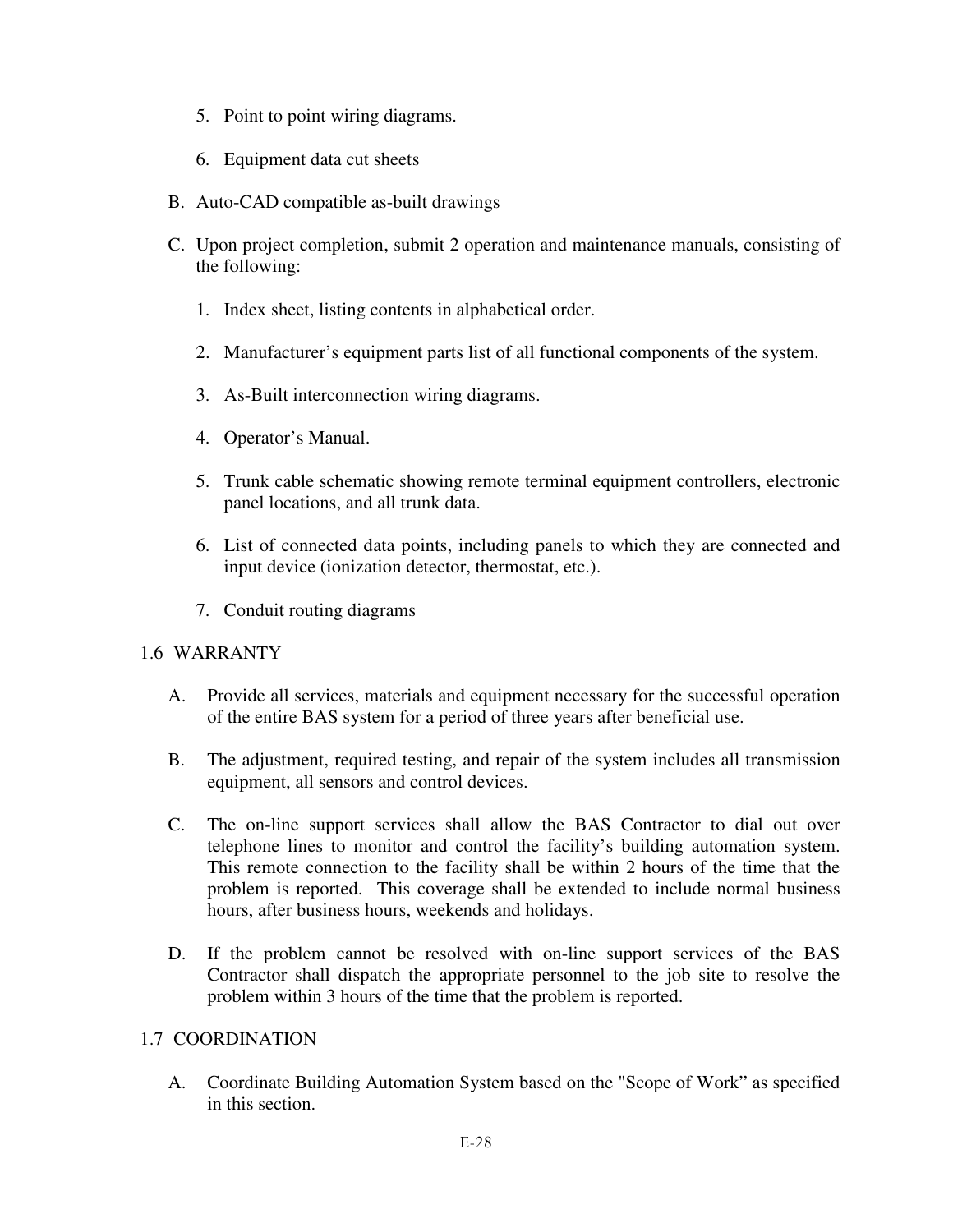5. Point to point wiring diagrams.

6. Equipment data cut sheets

B. Auto-CAD compatible as-built drawings

C. Upon project completion, submit 2 operation and maintenance manuals, consisting of the following:

   1. Index sheet, listing contents in alphabetical order.

   2. Manufacturer's equipment parts list of all functional components of the system.

   3. As-Built interconnection wiring diagrams.

   4. Operator's Manual.

   5. Trunk cable schematic showing remote terminal equipment controllers, electronic panel locations, and all trunk data.

   6. List of connected data points, including panels to which they are connected and input device (ionization detector, thermostat, etc.).

   7. Conduit routing diagrams

## 1.6 WARRANTY

A. Provide all services, materials and equipment necessary for the successful operation of the entire BAS system for a period of three years after beneficial use.

B. The adjustment, required testing, and repair of the system includes all transmission equipment, all sensors and control devices.

C. The on-line support services shall allow the BAS Contractor to dial out over telephone lines to monitor and control the facility's building automation system. This remote connection to the facility shall be within 2 hours of the time that the problem is reported. This coverage shall be extended to include normal business hours, after business hours, weekends and holidays.

D. If the problem cannot be resolved with on-line support services of the BAS Contractor shall dispatch the appropriate personnel to the job site to resolve the problem within 3 hours of the time that the problem is reported.

## 1.7 COORDINATION

A. Coordinate Building Automation System based on the "Scope of Work" as specified in this section.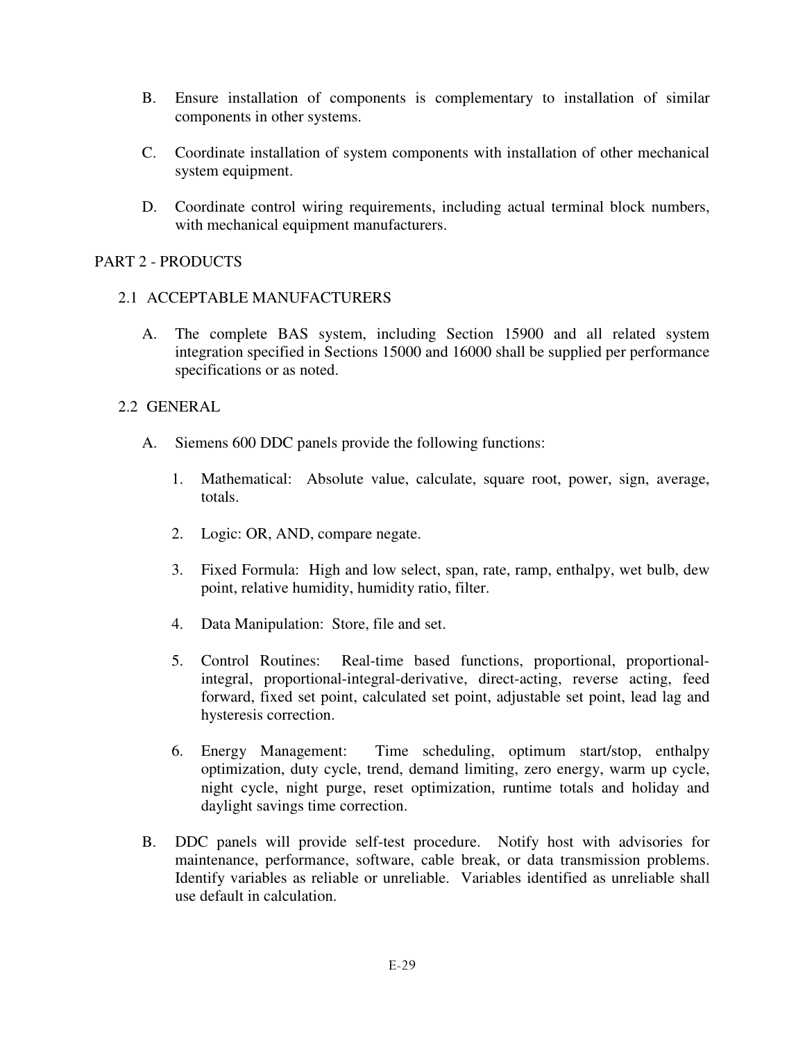B. Ensure installation of components is complementary to installation of similar components in other systems.

C. Coordinate installation of system components with installation of other mechanical system equipment.

D. Coordinate control wiring requirements, including actual terminal block numbers, with mechanical equipment manufacturers.

## PART 2 - PRODUCTS

### 2.1 ACCEPTABLE MANUFACTURERS

A. The complete BAS system, including Section 15900 and all related system integration specified in Sections 15000 and 16000 shall be supplied per performance specifications or as noted.

### 2.2 GENERAL

A. Siemens 600 DDC panels provide the following functions:

1. Mathematical: Absolute value, calculate, square root, power, sign, average, totals.

2. Logic: OR, AND, compare negate.

3. Fixed Formula: High and low select, span, rate, ramp, enthalpy, wet bulb, dew point, relative humidity, humidity ratio, filter.

4. Data Manipulation: Store, file and set.

5. Control Routines: Real-time based functions, proportional, proportional-integral, proportional-integral-derivative, direct-acting, reverse acting, feed forward, fixed set point, calculated set point, adjustable set point, lead lag and hysteresis correction.

6. Energy Management: Time scheduling, optimum start/stop, enthalpy optimization, duty cycle, trend, demand limiting, zero energy, warm up cycle, night cycle, night purge, reset optimization, runtime totals and holiday and daylight savings time correction.

B. DDC panels will provide self-test procedure. Notify host with advisories for maintenance, performance, software, cable break, or data transmission problems. Identify variables as reliable or unreliable. Variables identified as unreliable shall use default in calculation.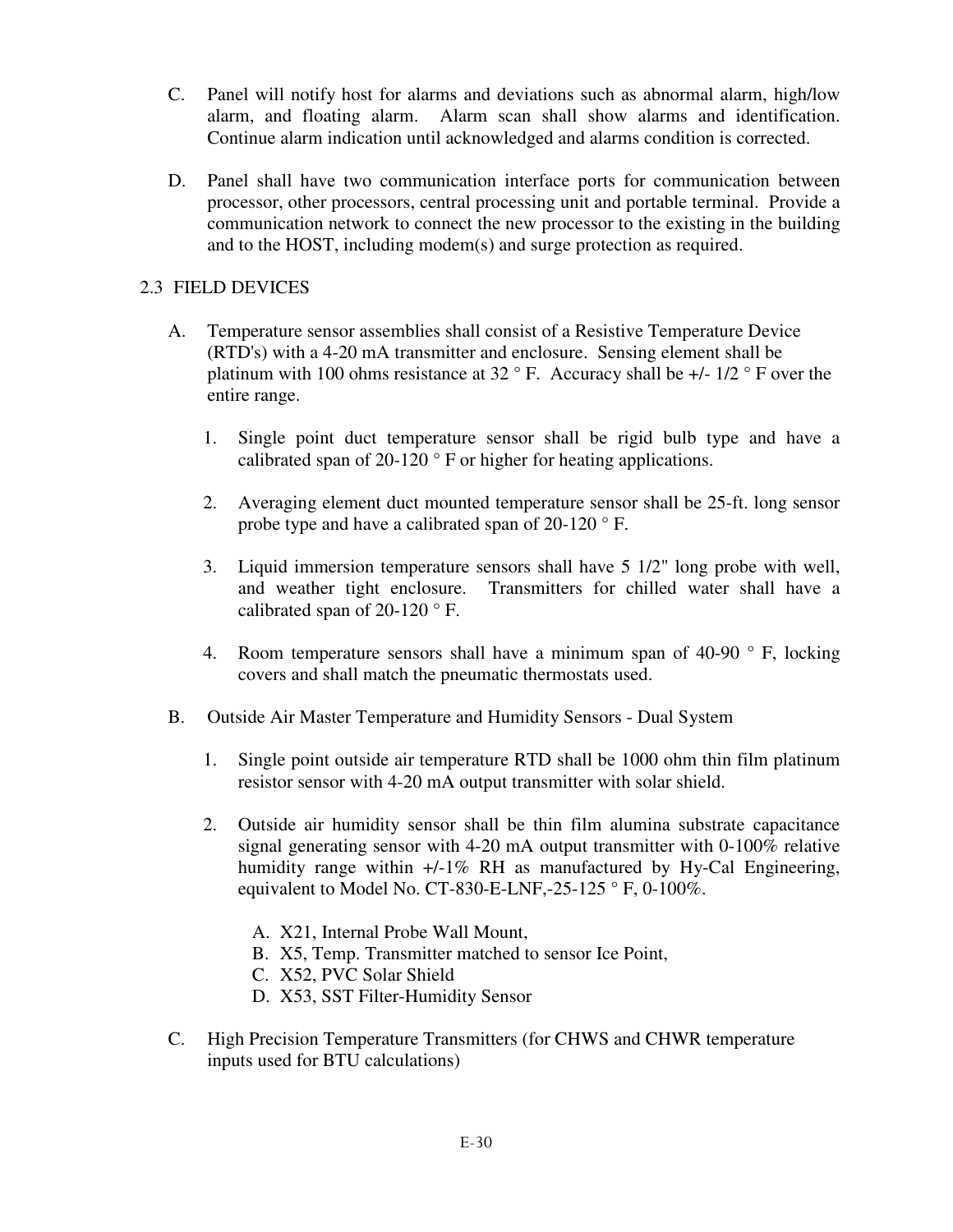C. Panel will notify host for alarms and deviations such as abnormal alarm, high/low alarm, and floating alarm. Alarm scan shall show alarms and identification. Continue alarm indication until acknowledged and alarms condition is corrected.

D. Panel shall have two communication interface ports for communication between processor, other processors, central processing unit and portable terminal. Provide a communication network to connect the new processor to the existing in the building and to the HOST, including modem(s) and surge protection as required.

## 2.3 FIELD DEVICES

A. Temperature sensor assemblies shall consist of a Resistive Temperature Device (RTD's) with a 4-20 mA transmitter and enclosure. Sensing element shall be platinum with 100 ohms resistance at 32 ° F. Accuracy shall be +/- 1/2 ° F over the entire range.

   1. Single point duct temperature sensor shall be rigid bulb type and have a calibrated span of 20-120 ° F or higher for heating applications.

   2. Averaging element duct mounted temperature sensor shall be 25-ft. long sensor probe type and have a calibrated span of 20-120 ° F.

   3. Liquid immersion temperature sensors shall have 5 1/2" long probe with well, and weather tight enclosure. Transmitters for chilled water shall have a calibrated span of 20-120 ° F.

   4. Room temperature sensors shall have a minimum span of 40-90 ° F, locking covers and shall match the pneumatic thermostats used.

B. Outside Air Master Temperature and Humidity Sensors - Dual System

   1. Single point outside air temperature RTD shall be 1000 ohm thin film platinum resistor sensor with 4-20 mA output transmitter with solar shield.

   2. Outside air humidity sensor shall be thin film alumina substrate capacitance signal generating sensor with 4-20 mA output transmitter with 0-100% relative humidity range within +/-1% RH as manufactured by Hy-Cal Engineering, equivalent to Model No. CT-830-E-LNF,-25-125 ° F, 0-100%.

      A. X21, Internal Probe Wall Mount,
      B. X5, Temp. Transmitter matched to sensor Ice Point,
      C. X52, PVC Solar Shield
      D. X53, SST Filter-Humidity Sensor

C. High Precision Temperature Transmitters (for CHWS and CHWR temperature inputs used for BTU calculations)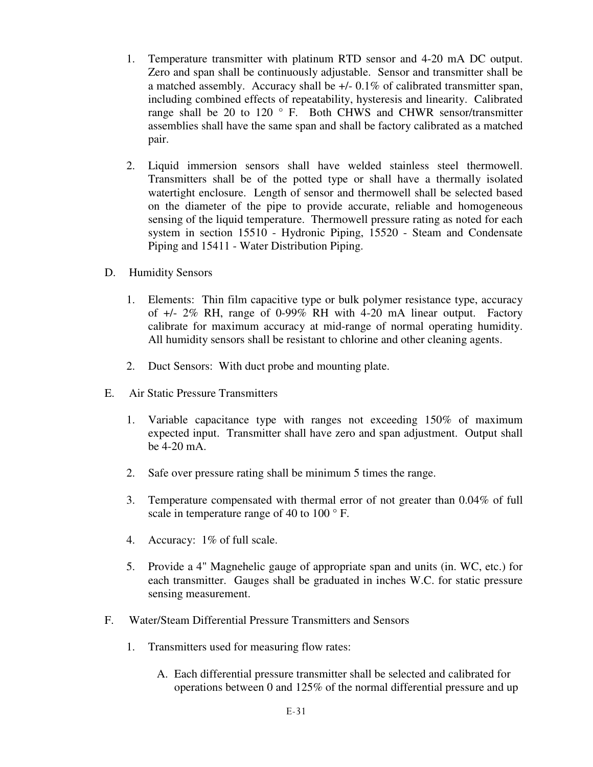1. Temperature transmitter with platinum RTD sensor and 4-20 mA DC output. Zero and span shall be continuously adjustable. Sensor and transmitter shall be a matched assembly. Accuracy shall be +/- 0.1% of calibrated transmitter span, including combined effects of repeatability, hysteresis and linearity. Calibrated range shall be 20 to 120 ° F. Both CHWS and CHWR sensor/transmitter assemblies shall have the same span and shall be factory calibrated as a matched pair.

2. Liquid immersion sensors shall have welded stainless steel thermowell. Transmitters shall be of the potted type or shall have a thermally isolated watertight enclosure. Length of sensor and thermowell shall be selected based on the diameter of the pipe to provide accurate, reliable and homogeneous sensing of the liquid temperature. Thermowell pressure rating as noted for each system in section 15510 - Hydronic Piping, 15520 - Steam and Condensate Piping and 15411 - Water Distribution Piping.

D. Humidity Sensors

1. Elements: Thin film capacitive type or bulk polymer resistance type, accuracy of +/- 2% RH, range of 0-99% RH with 4-20 mA linear output. Factory calibrate for maximum accuracy at mid-range of normal operating humidity. All humidity sensors shall be resistant to chlorine and other cleaning agents.

2. Duct Sensors: With duct probe and mounting plate.

E. Air Static Pressure Transmitters

1. Variable capacitance type with ranges not exceeding 150% of maximum expected input. Transmitter shall have zero and span adjustment. Output shall be 4-20 mA.

2. Safe over pressure rating shall be minimum 5 times the range.

3. Temperature compensated with thermal error of not greater than 0.04% of full scale in temperature range of 40 to 100 ° F.

4. Accuracy: 1% of full scale.

5. Provide a 4" Magnehelic gauge of appropriate span and units (in. WC, etc.) for each transmitter. Gauges shall be graduated in inches W.C. for static pressure sensing measurement.

F. Water/Steam Differential Pressure Transmitters and Sensors

1. Transmitters used for measuring flow rates:

   A. Each differential pressure transmitter shall be selected and calibrated for operations between 0 and 125% of the normal differential pressure and up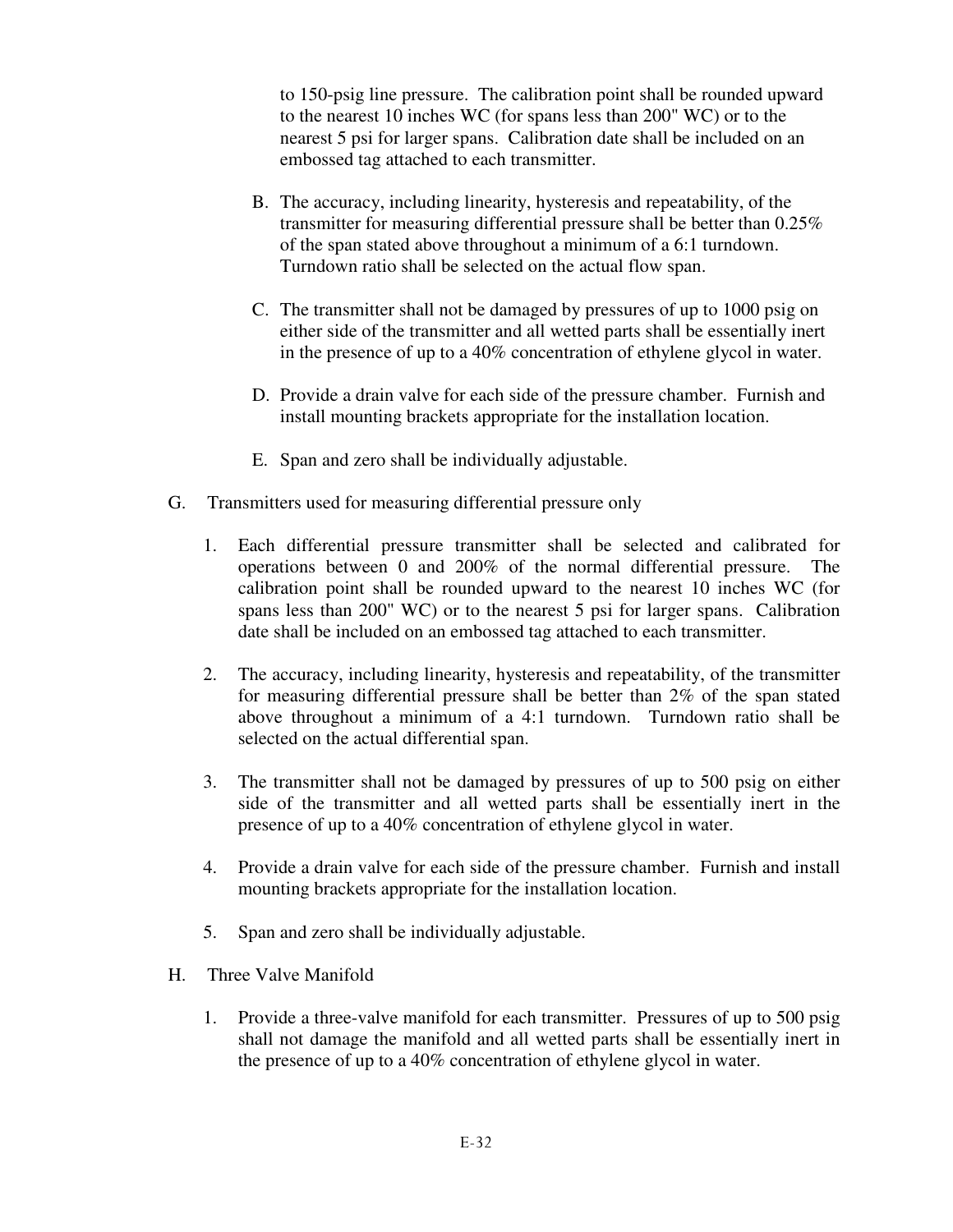to 150-psig line pressure. The calibration point shall be rounded upward to the nearest 10 inches WC (for spans less than 200" WC) or to the nearest 5 psi for larger spans. Calibration date shall be included on an embossed tag attached to each transmitter.

B. The accuracy, including linearity, hysteresis and repeatability, of the transmitter for measuring differential pressure shall be better than 0.25% of the span stated above throughout a minimum of a 6:1 turndown. Turndown ratio shall be selected on the actual flow span.

C. The transmitter shall not be damaged by pressures of up to 1000 psig on either side of the transmitter and all wetted parts shall be essentially inert in the presence of up to a 40% concentration of ethylene glycol in water.

D. Provide a drain valve for each side of the pressure chamber. Furnish and install mounting brackets appropriate for the installation location.

E. Span and zero shall be individually adjustable.

G. Transmitters used for measuring differential pressure only

1. Each differential pressure transmitter shall be selected and calibrated for operations between 0 and 200% of the normal differential pressure. The calibration point shall be rounded upward to the nearest 10 inches WC (for spans less than 200" WC) or to the nearest 5 psi for larger spans. Calibration date shall be included on an embossed tag attached to each transmitter.

2. The accuracy, including linearity, hysteresis and repeatability, of the transmitter for measuring differential pressure shall be better than 2% of the span stated above throughout a minimum of a 4:1 turndown. Turndown ratio shall be selected on the actual differential span.

3. The transmitter shall not be damaged by pressures of up to 500 psig on either side of the transmitter and all wetted parts shall be essentially inert in the presence of up to a 40% concentration of ethylene glycol in water.

4. Provide a drain valve for each side of the pressure chamber. Furnish and install mounting brackets appropriate for the installation location.

5. Span and zero shall be individually adjustable.

H. Three Valve Manifold

1. Provide a three-valve manifold for each transmitter. Pressures of up to 500 psig shall not damage the manifold and all wetted parts shall be essentially inert in the presence of up to a 40% concentration of ethylene glycol in water.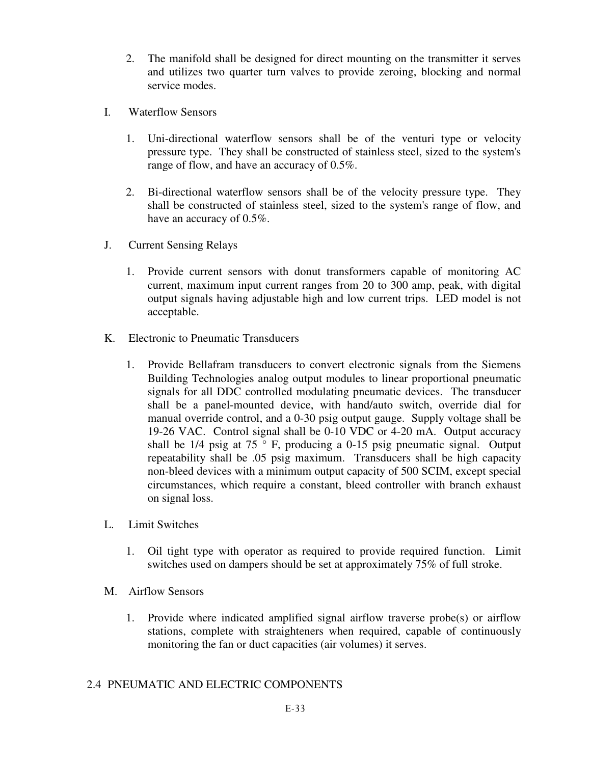2. The manifold shall be designed for direct mounting on the transmitter it serves and utilizes two quarter turn valves to provide zeroing, blocking and normal service modes.

I. Waterflow Sensors

1. Uni-directional waterflow sensors shall be of the venturi type or velocity pressure type. They shall be constructed of stainless steel, sized to the system's range of flow, and have an accuracy of 0.5%.

2. Bi-directional waterflow sensors shall be of the velocity pressure type. They shall be constructed of stainless steel, sized to the system's range of flow, and have an accuracy of 0.5%.

J. Current Sensing Relays

1. Provide current sensors with donut transformers capable of monitoring AC current, maximum input current ranges from 20 to 300 amp, peak, with digital output signals having adjustable high and low current trips. LED model is not acceptable.

K. Electronic to Pneumatic Transducers

1. Provide Bellafram transducers to convert electronic signals from the Siemens Building Technologies analog output modules to linear proportional pneumatic signals for all DDC controlled modulating pneumatic devices. The transducer shall be a panel-mounted device, with hand/auto switch, override dial for manual override control, and a 0-30 psig output gauge. Supply voltage shall be 19-26 VAC. Control signal shall be 0-10 VDC or 4-20 mA. Output accuracy shall be 1/4 psig at 75 ° F, producing a 0-15 psig pneumatic signal. Output repeatability shall be .05 psig maximum. Transducers shall be high capacity non-bleed devices with a minimum output capacity of 500 SCIM, except special circumstances, which require a constant, bleed controller with branch exhaust on signal loss.

L. Limit Switches

1. Oil tight type with operator as required to provide required function. Limit switches used on dampers should be set at approximately 75% of full stroke.

M. Airflow Sensors

1. Provide where indicated amplified signal airflow traverse probe(s) or airflow stations, complete with straighteners when required, capable of continuously monitoring the fan or duct capacities (air volumes) it serves.

## 2.4 PNEUMATIC AND ELECTRIC COMPONENTS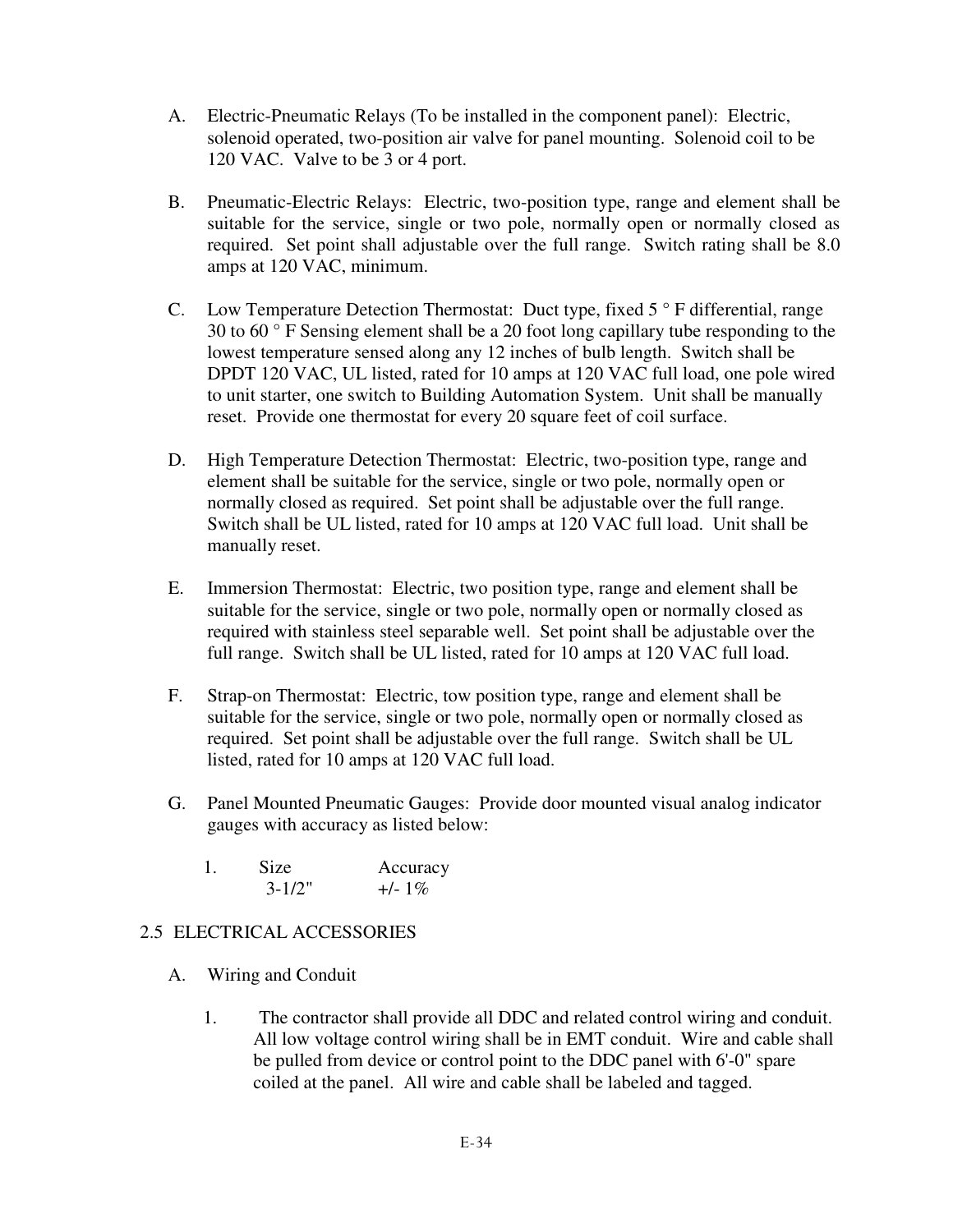A. Electric-Pneumatic Relays (To be installed in the component panel): Electric, solenoid operated, two-position air valve for panel mounting. Solenoid coil to be 120 VAC. Valve to be 3 or 4 port.

B. Pneumatic-Electric Relays: Electric, two-position type, range and element shall be suitable for the service, single or two pole, normally open or normally closed as required. Set point shall adjustable over the full range. Switch rating shall be 8.0 amps at 120 VAC, minimum.

C. Low Temperature Detection Thermostat: Duct type, fixed 5 ° F differential, range 30 to 60 ° F Sensing element shall be a 20 foot long capillary tube responding to the lowest temperature sensed along any 12 inches of bulb length. Switch shall be DPDT 120 VAC, UL listed, rated for 10 amps at 120 VAC full load, one pole wired to unit starter, one switch to Building Automation System. Unit shall be manually reset. Provide one thermostat for every 20 square feet of coil surface.

D. High Temperature Detection Thermostat: Electric, two-position type, range and element shall be suitable for the service, single or two pole, normally open or normally closed as required. Set point shall be adjustable over the full range. Switch shall be UL listed, rated for 10 amps at 120 VAC full load. Unit shall be manually reset.

E. Immersion Thermostat: Electric, two position type, range and element shall be suitable for the service, single or two pole, normally open or normally closed as required with stainless steel separable well. Set point shall be adjustable over the full range. Switch shall be UL listed, rated for 10 amps at 120 VAC full load.

F. Strap-on Thermostat: Electric, tow position type, range and element shall be suitable for the service, single or two pole, normally open or normally closed as required. Set point shall be adjustable over the full range. Switch shall be UL listed, rated for 10 amps at 120 VAC full load.

G. Panel Mounted Pneumatic Gauges: Provide door mounted visual analog indicator gauges with accuracy as listed below:

1.

| Size | Accuracy |
|---|---|
| 3-1/2" | +/- 1% |

## 2.5 ELECTRICAL ACCESSORIES

A. Wiring and Conduit

1. The contractor shall provide all DDC and related control wiring and conduit. All low voltage control wiring shall be in EMT conduit. Wire and cable shall be pulled from device or control point to the DDC panel with 6'-0" spare coiled at the panel. All wire and cable shall be labeled and tagged.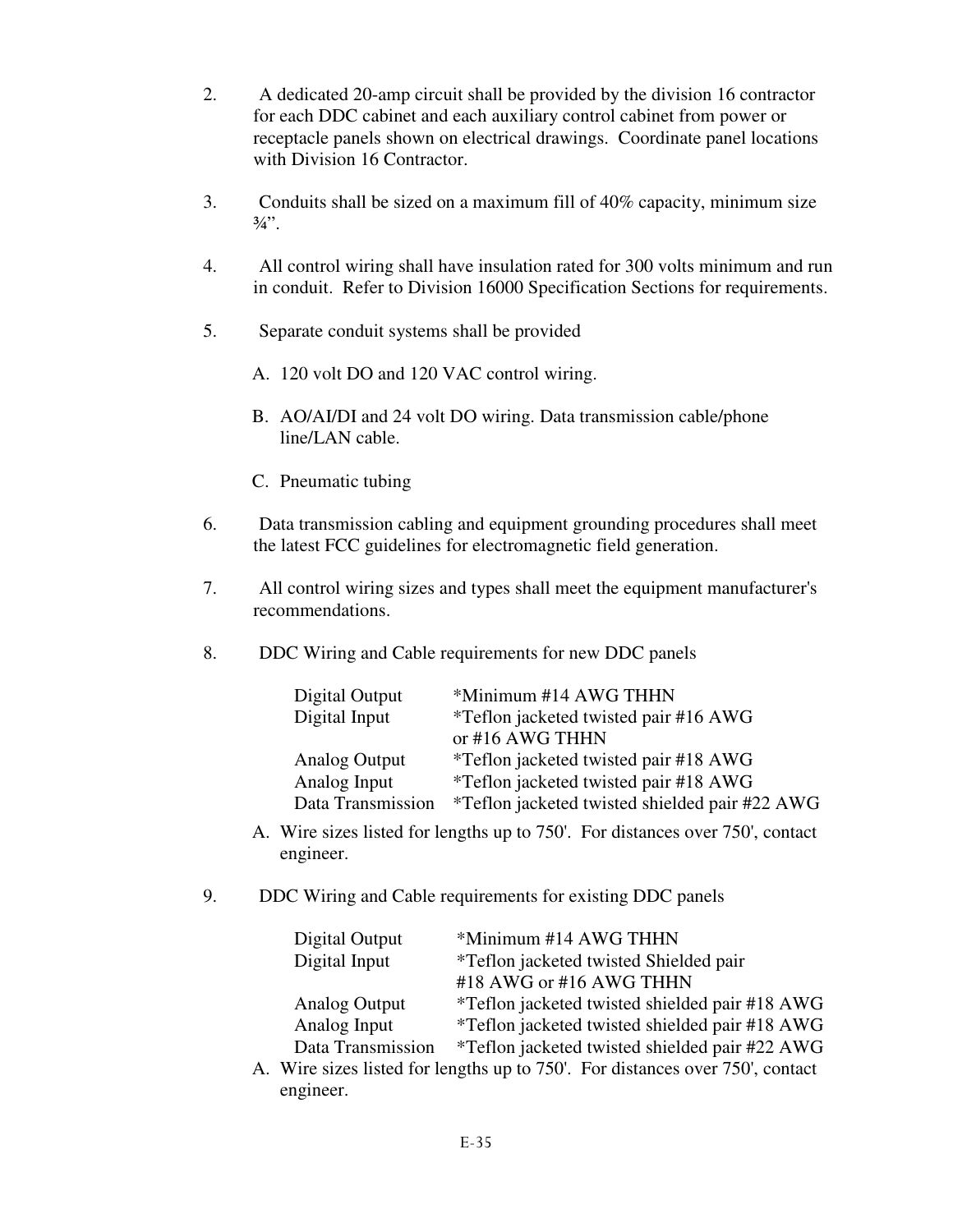2. A dedicated 20-amp circuit shall be provided by the division 16 contractor for each DDC cabinet and each auxiliary control cabinet from power or receptacle panels shown on electrical drawings. Coordinate panel locations with Division 16 Contractor.

3. Conduits shall be sized on a maximum fill of 40% capacity, minimum size ¾”.

4. All control wiring shall have insulation rated for 300 volts minimum and run in conduit. Refer to Division 16000 Specification Sections for requirements.

5. Separate conduit systems shall be provided

   A. 120 volt DO and 120 VAC control wiring.

   B. AO/AI/DI and 24 volt DO wiring. Data transmission cable/phone line/LAN cable.

   C. Pneumatic tubing

6. Data transmission cabling and equipment grounding procedures shall meet the latest FCC guidelines for electromagnetic field generation.

7. All control wiring sizes and types shall meet the equipment manufacturer's recommendations.

8. DDC Wiring and Cable requirements for new DDC panels

| | |
|---|---|
| Digital Output | *Minimum #14 AWG THHN |
| Digital Input | *Teflon jacketed twisted pair #16 AWG or #16 AWG THHN |
| Analog Output | *Teflon jacketed twisted pair #18 AWG |
| Analog Input | *Teflon jacketed twisted pair #18 AWG |
| Data Transmission | *Teflon jacketed twisted shielded pair #22 AWG |

   A. Wire sizes listed for lengths up to 750'. For distances over 750', contact engineer.

9. DDC Wiring and Cable requirements for existing DDC panels

| | |
|---|---|
| Digital Output | *Minimum #14 AWG THHN |
| Digital Input | *Teflon jacketed twisted Shielded pair #18 AWG or #16 AWG THHN |
| Analog Output | *Teflon jacketed twisted shielded pair #18 AWG |
| Analog Input | *Teflon jacketed twisted shielded pair #18 AWG |
| Data Transmission | *Teflon jacketed twisted shielded pair #22 AWG |

   A. Wire sizes listed for lengths up to 750'. For distances over 750', contact engineer.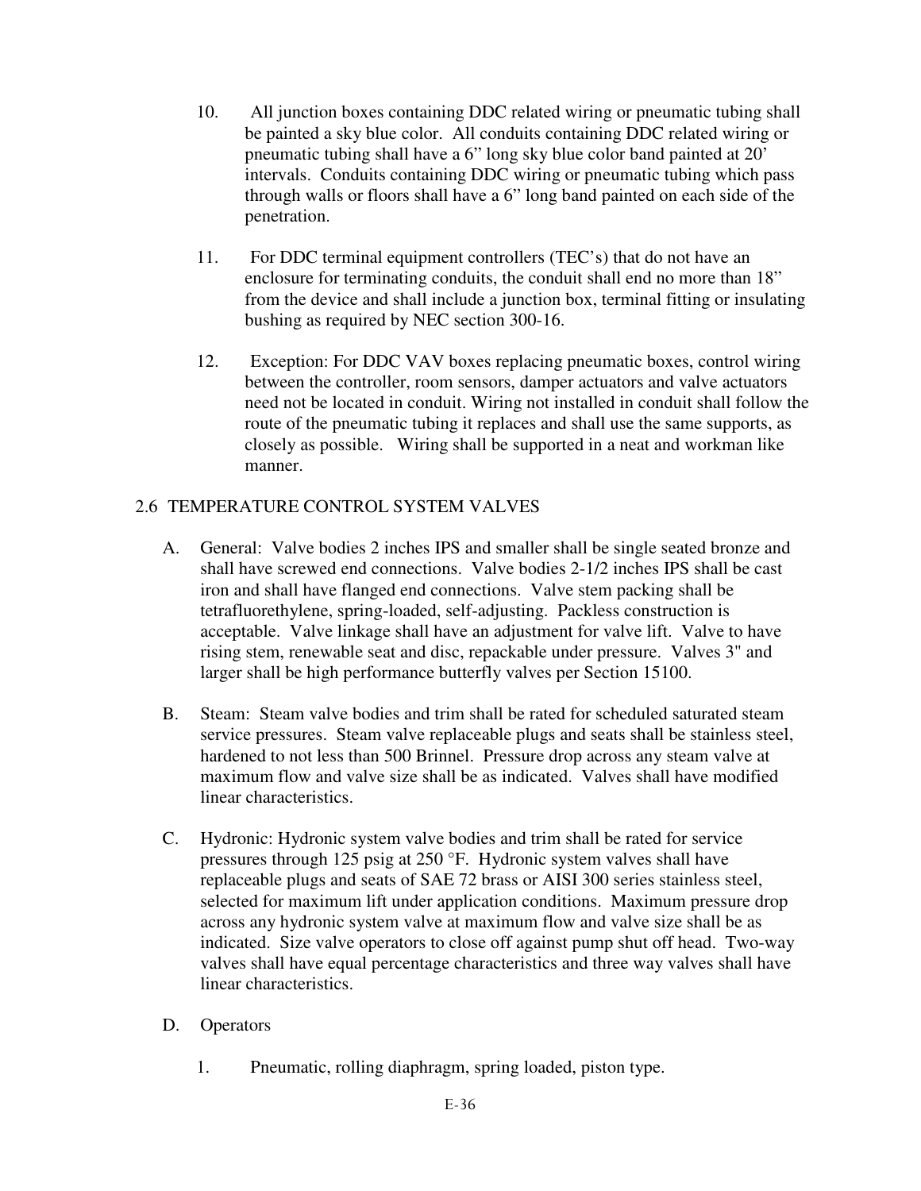10. All junction boxes containing DDC related wiring or pneumatic tubing shall be painted a sky blue color. All conduits containing DDC related wiring or pneumatic tubing shall have a 6" long sky blue color band painted at 20' intervals. Conduits containing DDC wiring or pneumatic tubing which pass through walls or floors shall have a 6" long band painted on each side of the penetration.

11. For DDC terminal equipment controllers (TEC's) that do not have an enclosure for terminating conduits, the conduit shall end no more than 18" from the device and shall include a junction box, terminal fitting or insulating bushing as required by NEC section 300-16.

12. Exception: For DDC VAV boxes replacing pneumatic boxes, control wiring between the controller, room sensors, damper actuators and valve actuators need not be located in conduit. Wiring not installed in conduit shall follow the route of the pneumatic tubing it replaces and shall use the same supports, as closely as possible. Wiring shall be supported in a neat and workman like manner.

## 2.6 TEMPERATURE CONTROL SYSTEM VALVES

A. General: Valve bodies 2 inches IPS and smaller shall be single seated bronze and shall have screwed end connections. Valve bodies 2-1/2 inches IPS shall be cast iron and shall have flanged end connections. Valve stem packing shall be tetrafluorethylene, spring-loaded, self-adjusting. Packless construction is acceptable. Valve linkage shall have an adjustment for valve lift. Valve to have rising stem, renewable seat and disc, repackable under pressure. Valves 3" and larger shall be high performance butterfly valves per Section 15100.

B. Steam: Steam valve bodies and trim shall be rated for scheduled saturated steam service pressures. Steam valve replaceable plugs and seats shall be stainless steel, hardened to not less than 500 Brinnel. Pressure drop across any steam valve at maximum flow and valve size shall be as indicated. Valves shall have modified linear characteristics.

C. Hydronic: Hydronic system valve bodies and trim shall be rated for service pressures through 125 psig at 250 °F. Hydronic system valves shall have replaceable plugs and seats of SAE 72 brass or AISI 300 series stainless steel, selected for maximum lift under application conditions. Maximum pressure drop across any hydronic system valve at maximum flow and valve size shall be as indicated. Size valve operators to close off against pump shut off head. Two-way valves shall have equal percentage characteristics and three way valves shall have linear characteristics.

D. Operators

1. Pneumatic, rolling diaphragm, spring loaded, piston type.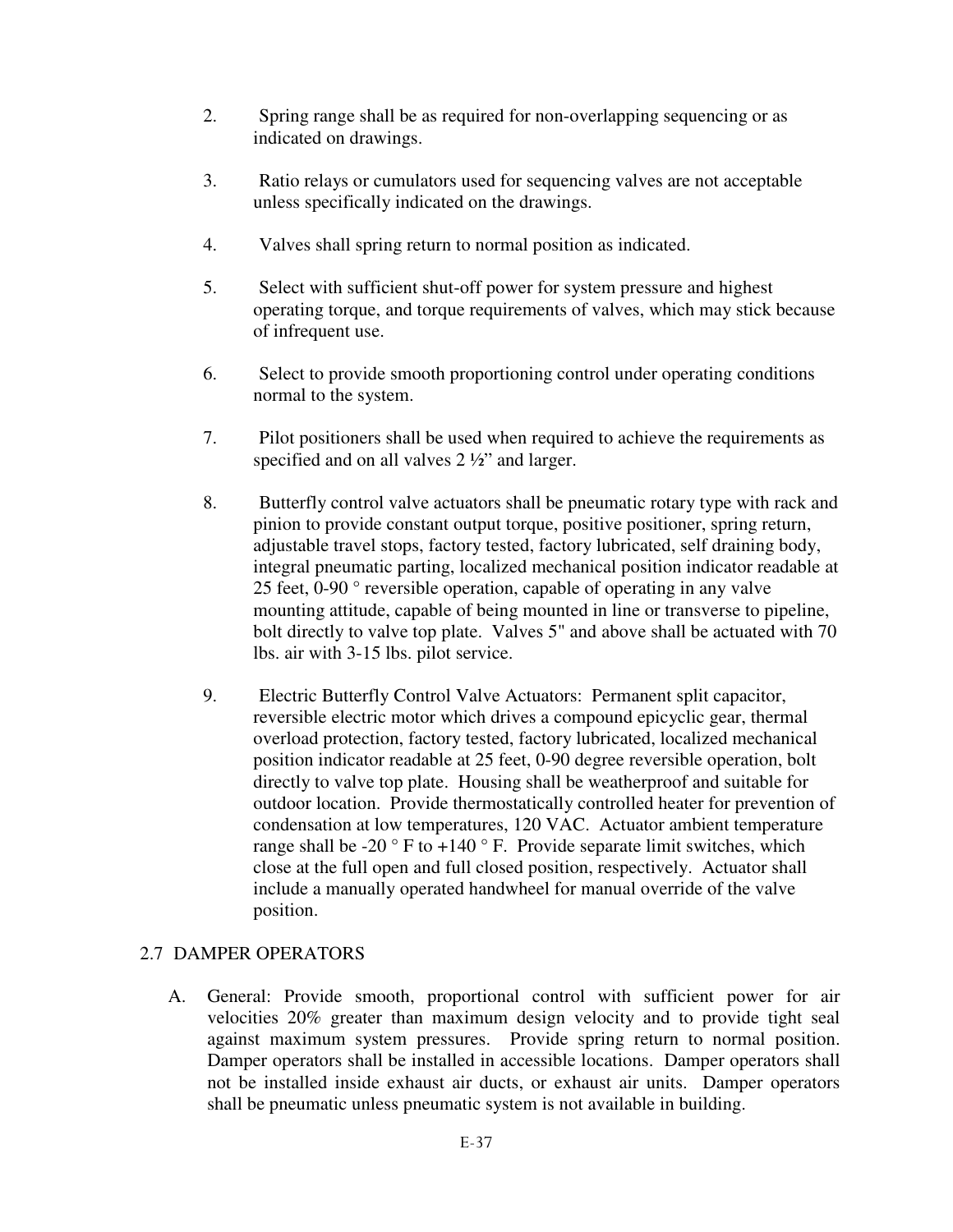2. Spring range shall be as required for non-overlapping sequencing or as indicated on drawings.

3. Ratio relays or cumulators used for sequencing valves are not acceptable unless specifically indicated on the drawings.

4. Valves shall spring return to normal position as indicated.

5. Select with sufficient shut-off power for system pressure and highest operating torque, and torque requirements of valves, which may stick because of infrequent use.

6. Select to provide smooth proportioning control under operating conditions normal to the system.

7. Pilot positioners shall be used when required to achieve the requirements as specified and on all valves 2 ½" and larger.

8. Butterfly control valve actuators shall be pneumatic rotary type with rack and pinion to provide constant output torque, positive positioner, spring return, adjustable travel stops, factory tested, factory lubricated, self draining body, integral pneumatic parting, localized mechanical position indicator readable at 25 feet, 0-90 ° reversible operation, capable of operating in any valve mounting attitude, capable of being mounted in line or transverse to pipeline, bolt directly to valve top plate. Valves 5" and above shall be actuated with 70 lbs. air with 3-15 lbs. pilot service.

9. Electric Butterfly Control Valve Actuators: Permanent split capacitor, reversible electric motor which drives a compound epicyclic gear, thermal overload protection, factory tested, factory lubricated, localized mechanical position indicator readable at 25 feet, 0-90 degree reversible operation, bolt directly to valve top plate. Housing shall be weatherproof and suitable for outdoor location. Provide thermostatically controlled heater for prevention of condensation at low temperatures, 120 VAC. Actuator ambient temperature range shall be -20 ° F to +140 ° F. Provide separate limit switches, which close at the full open and full closed position, respectively. Actuator shall include a manually operated handwheel for manual override of the valve position.

## 2.7 DAMPER OPERATORS

A. General: Provide smooth, proportional control with sufficient power for air velocities 20% greater than maximum design velocity and to provide tight seal against maximum system pressures. Provide spring return to normal position. Damper operators shall be installed in accessible locations. Damper operators shall not be installed inside exhaust air ducts, or exhaust air units. Damper operators shall be pneumatic unless pneumatic system is not available in building.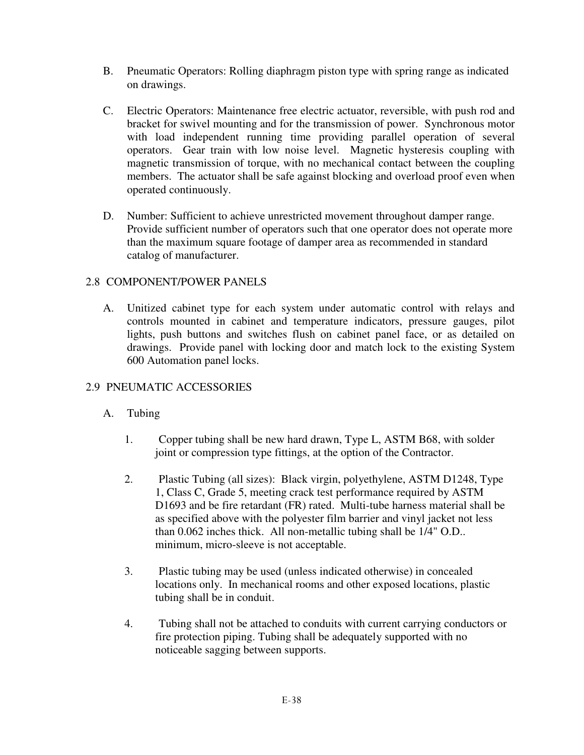B. Pneumatic Operators: Rolling diaphragm piston type with spring range as indicated on drawings.

C. Electric Operators: Maintenance free electric actuator, reversible, with push rod and bracket for swivel mounting and for the transmission of power. Synchronous motor with load independent running time providing parallel operation of several operators. Gear train with low noise level. Magnetic hysteresis coupling with magnetic transmission of torque, with no mechanical contact between the coupling members. The actuator shall be safe against blocking and overload proof even when operated continuously.

D. Number: Sufficient to achieve unrestricted movement throughout damper range. Provide sufficient number of operators such that one operator does not operate more than the maximum square footage of damper area as recommended in standard catalog of manufacturer.

## 2.8 COMPONENT/POWER PANELS

A. Unitized cabinet type for each system under automatic control with relays and controls mounted in cabinet and temperature indicators, pressure gauges, pilot lights, push buttons and switches flush on cabinet panel face, or as detailed on drawings. Provide panel with locking door and match lock to the existing System 600 Automation panel locks.

## 2.9 PNEUMATIC ACCESSORIES

A. Tubing

1. Copper tubing shall be new hard drawn, Type L, ASTM B68, with solder joint or compression type fittings, at the option of the Contractor.

2. Plastic Tubing (all sizes): Black virgin, polyethylene, ASTM D1248, Type 1, Class C, Grade 5, meeting crack test performance required by ASTM D1693 and be fire retardant (FR) rated. Multi-tube harness material shall be as specified above with the polyester film barrier and vinyl jacket not less than 0.062 inches thick. All non-metallic tubing shall be 1/4" O.D.. minimum, micro-sleeve is not acceptable.

3. Plastic tubing may be used (unless indicated otherwise) in concealed locations only. In mechanical rooms and other exposed locations, plastic tubing shall be in conduit.

4. Tubing shall not be attached to conduits with current carrying conductors or fire protection piping. Tubing shall be adequately supported with no noticeable sagging between supports.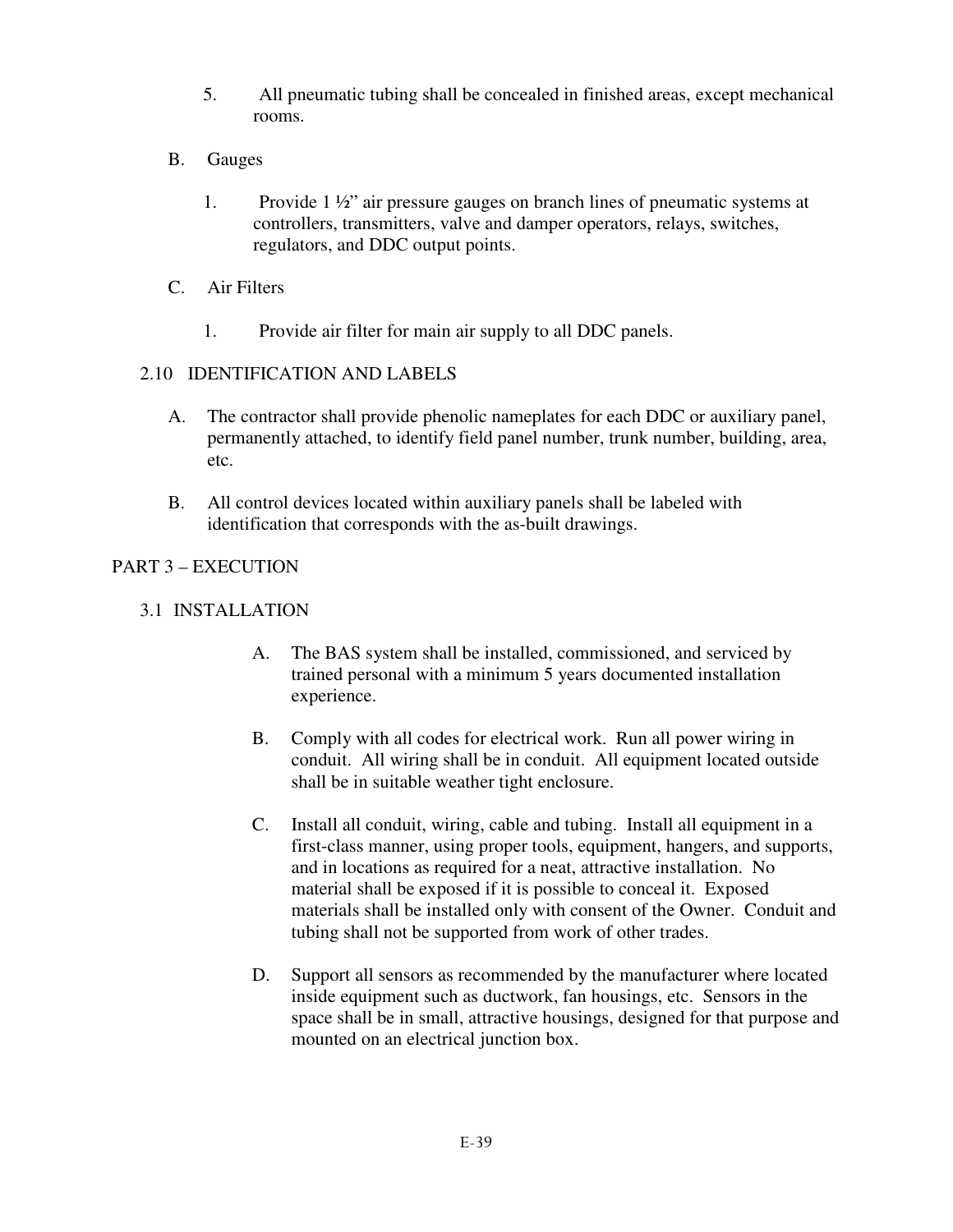5. All pneumatic tubing shall be concealed in finished areas, except mechanical rooms.

B. Gauges

1. Provide 1 ½" air pressure gauges on branch lines of pneumatic systems at controllers, transmitters, valve and damper operators, relays, switches, regulators, and DDC output points.

C. Air Filters

1. Provide air filter for main air supply to all DDC panels.

## 2.10 IDENTIFICATION AND LABELS

A. The contractor shall provide phenolic nameplates for each DDC or auxiliary panel, permanently attached, to identify field panel number, trunk number, building, area, etc.

B. All control devices located within auxiliary panels shall be labeled with identification that corresponds with the as-built drawings.

# PART 3 – EXECUTION

## 3.1 INSTALLATION

A. The BAS system shall be installed, commissioned, and serviced by trained personal with a minimum 5 years documented installation experience.

B. Comply with all codes for electrical work. Run all power wiring in conduit. All wiring shall be in conduit. All equipment located outside shall be in suitable weather tight enclosure.

C. Install all conduit, wiring, cable and tubing. Install all equipment in a first-class manner, using proper tools, equipment, hangers, and supports, and in locations as required for a neat, attractive installation. No material shall be exposed if it is possible to conceal it. Exposed materials shall be installed only with consent of the Owner. Conduit and tubing shall not be supported from work of other trades.

D. Support all sensors as recommended by the manufacturer where located inside equipment such as ductwork, fan housings, etc. Sensors in the space shall be in small, attractive housings, designed for that purpose and mounted on an electrical junction box.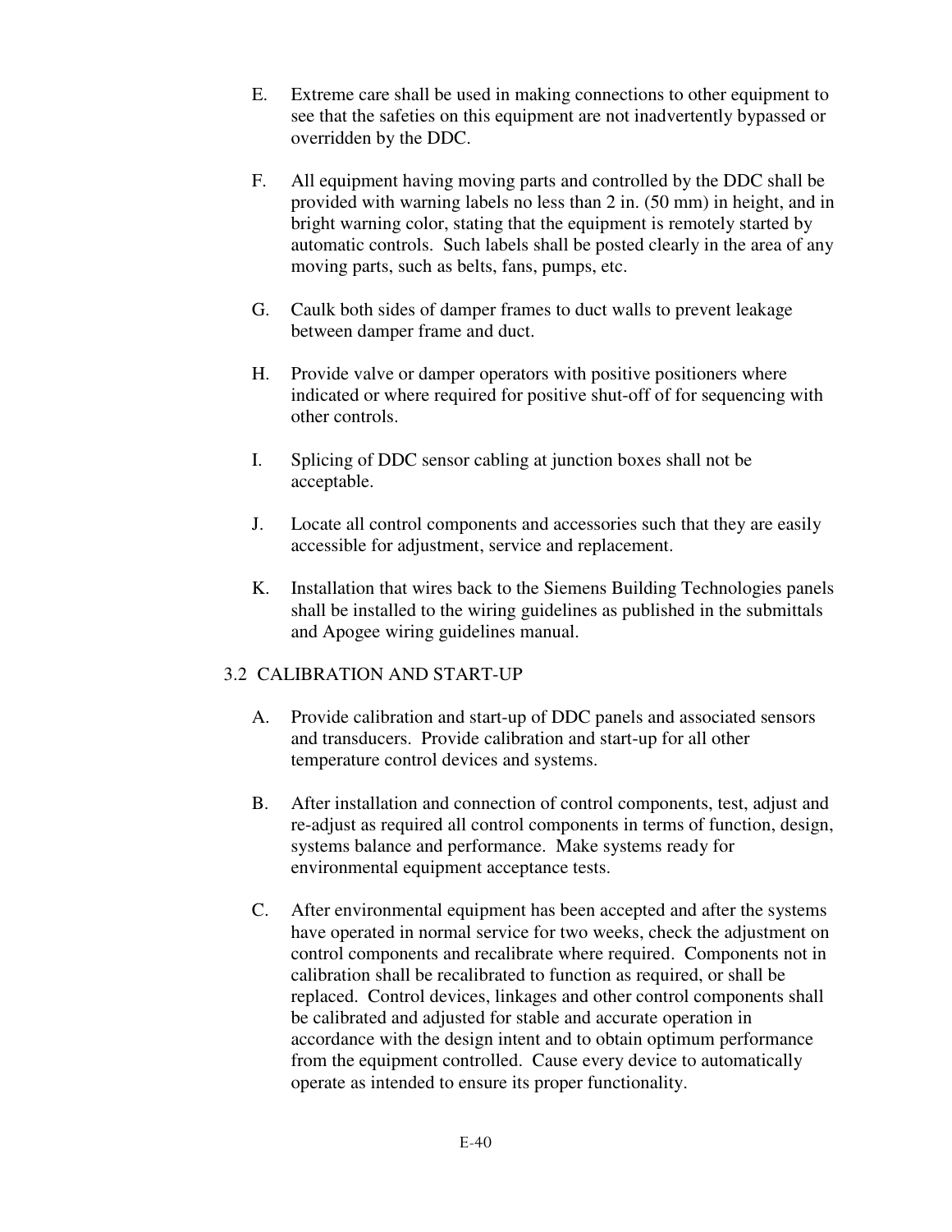E. Extreme care shall be used in making connections to other equipment to see that the safeties on this equipment are not inadvertently bypassed or overridden by the DDC.

F. All equipment having moving parts and controlled by the DDC shall be provided with warning labels no less than 2 in. (50 mm) in height, and in bright warning color, stating that the equipment is remotely started by automatic controls. Such labels shall be posted clearly in the area of any moving parts, such as belts, fans, pumps, etc.

G. Caulk both sides of damper frames to duct walls to prevent leakage between damper frame and duct.

H. Provide valve or damper operators with positive positioners where indicated or where required for positive shut-off of for sequencing with other controls.

I. Splicing of DDC sensor cabling at junction boxes shall not be acceptable.

J. Locate all control components and accessories such that they are easily accessible for adjustment, service and replacement.

K. Installation that wires back to the Siemens Building Technologies panels shall be installed to the wiring guidelines as published in the submittals and Apogee wiring guidelines manual.

## 3.2 CALIBRATION AND START-UP

A. Provide calibration and start-up of DDC panels and associated sensors and transducers. Provide calibration and start-up for all other temperature control devices and systems.

B. After installation and connection of control components, test, adjust and re-adjust as required all control components in terms of function, design, systems balance and performance. Make systems ready for environmental equipment acceptance tests.

C. After environmental equipment has been accepted and after the systems have operated in normal service for two weeks, check the adjustment on control components and recalibrate where required. Components not in calibration shall be recalibrated to function as required, or shall be replaced. Control devices, linkages and other control components shall be calibrated and adjusted for stable and accurate operation in accordance with the design intent and to obtain optimum performance from the equipment controlled. Cause every device to automatically operate as intended to ensure its proper functionality.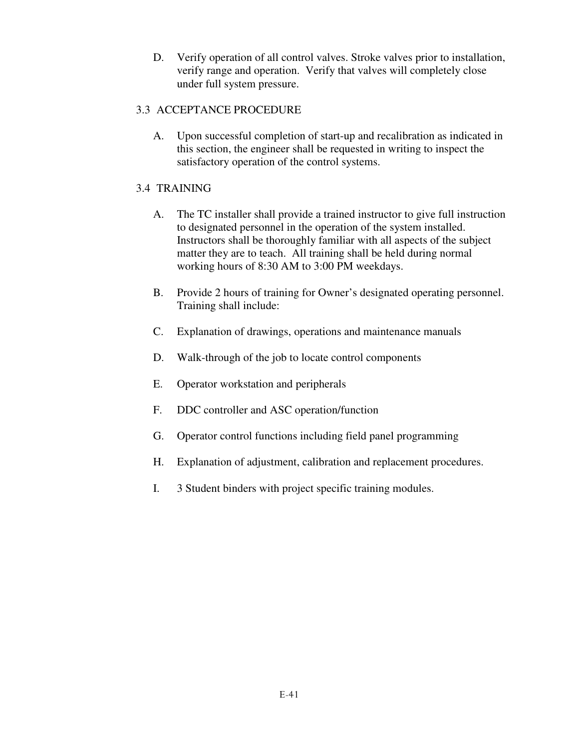D. Verify operation of all control valves. Stroke valves prior to installation, verify range and operation. Verify that valves will completely close under full system pressure.

## 3.3 ACCEPTANCE PROCEDURE

A. Upon successful completion of start-up and recalibration as indicated in this section, the engineer shall be requested in writing to inspect the satisfactory operation of the control systems.

## 3.4 TRAINING

A. The TC installer shall provide a trained instructor to give full instruction to designated personnel in the operation of the system installed. Instructors shall be thoroughly familiar with all aspects of the subject matter they are to teach. All training shall be held during normal working hours of 8:30 AM to 3:00 PM weekdays.

B. Provide 2 hours of training for Owner's designated operating personnel. Training shall include:

C. Explanation of drawings, operations and maintenance manuals

D. Walk-through of the job to locate control components

E. Operator workstation and peripherals

F. DDC controller and ASC operation/function

G. Operator control functions including field panel programming

H. Explanation of adjustment, calibration and replacement procedures.

I. 3 Student binders with project specific training modules.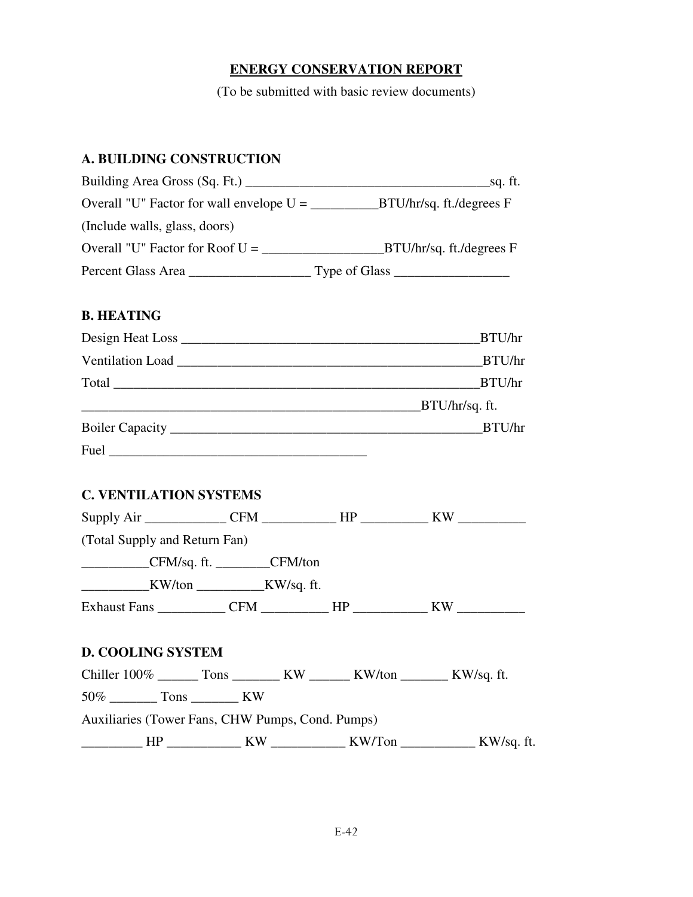## ENERGY CONSERVATION REPORT

(To be submitted with basic review documents)

### A. BUILDING CONSTRUCTION

Building Area Gross (Sq. Ft.) ____________________________________sq. ft.

Overall "U" Factor for wall envelope U = __________BTU/hr/sq. ft./degrees F

(Include walls, glass, doors)

Overall "U" Factor for Roof U = _________________BTU/hr/sq. ft./degrees F

Percent Glass Area _________________ Type of Glass ________________

### B. HEATING

Design Heat Loss ____________________________________________BTU/hr

Ventilation Load _____________________________________________BTU/hr

Total ____________________________________________________BTU/hr

__________________________________________________BTU/hr/sq. ft.

Boiler Capacity _______________________________________________BTU/hr

Fuel _____________________________________

### C. VENTILATION SYSTEMS

Supply Air ____________ CFM ___________ HP __________ KW __________

(Total Supply and Return Fan)

__________CFM/sq. ft. ________CFM/ton

__________KW/ton __________KW/sq. ft.

Exhaust Fans __________ CFM __________ HP ___________ KW __________

### D. COOLING SYSTEM

Chiller 100% ______ Tons _______ KW ______ KW/ton _______ KW/sq. ft.

50% _______ Tons _______ KW

Auxiliaries (Tower Fans, CHW Pumps, Cond. Pumps)

_________ HP ___________ KW ___________ KW/Ton ___________ KW/sq. ft.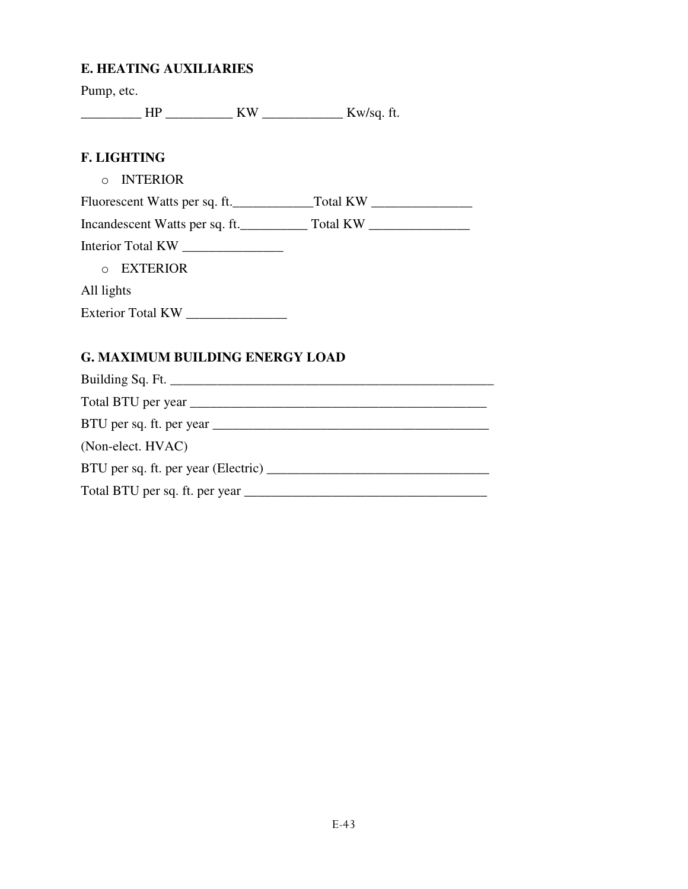### E. HEATING AUXILIARIES

Pump, etc.

_________ HP __________ KW ____________ Kw/sq. ft.

### F. LIGHTING

- INTERIOR

Fluorescent Watts per sq. ft.____________Total KW _______________

Incandescent Watts per sq. ft.__________ Total KW _______________

Interior Total KW _______________

- EXTERIOR

All lights

Exterior Total KW _______________

### G. MAXIMUM BUILDING ENERGY LOAD

Building Sq. Ft. _________________________________________________

Total BTU per year _____________________________________________

BTU per sq. ft. per year __________________________________________

(Non-elect. HVAC)

BTU per sq. ft. per year (Electric) _________________________________

Total BTU per sq. ft. per year ____________________________________